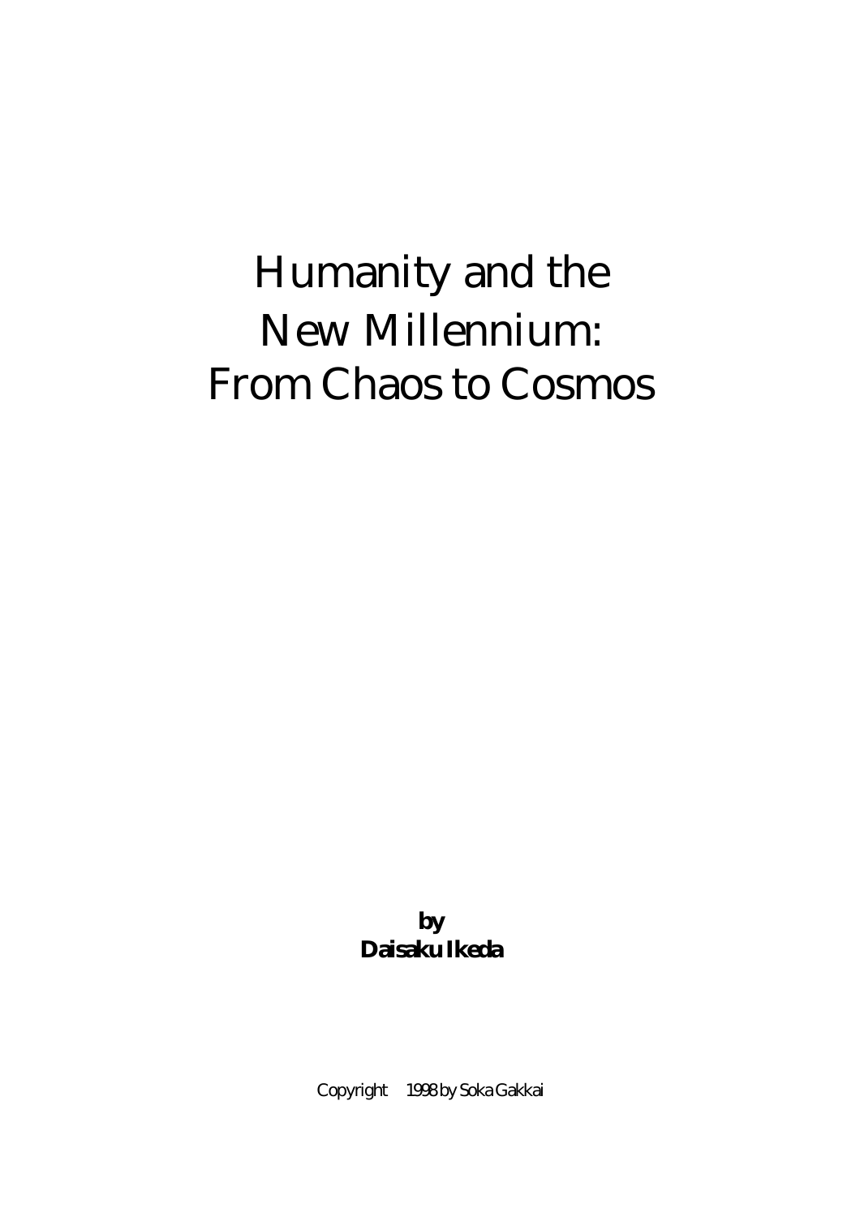# Humanity and the New Millennium: From Chaos to Cosmos

**by**
**Daisaku Ikeda**

Copyright 1998 by Soka Gakkai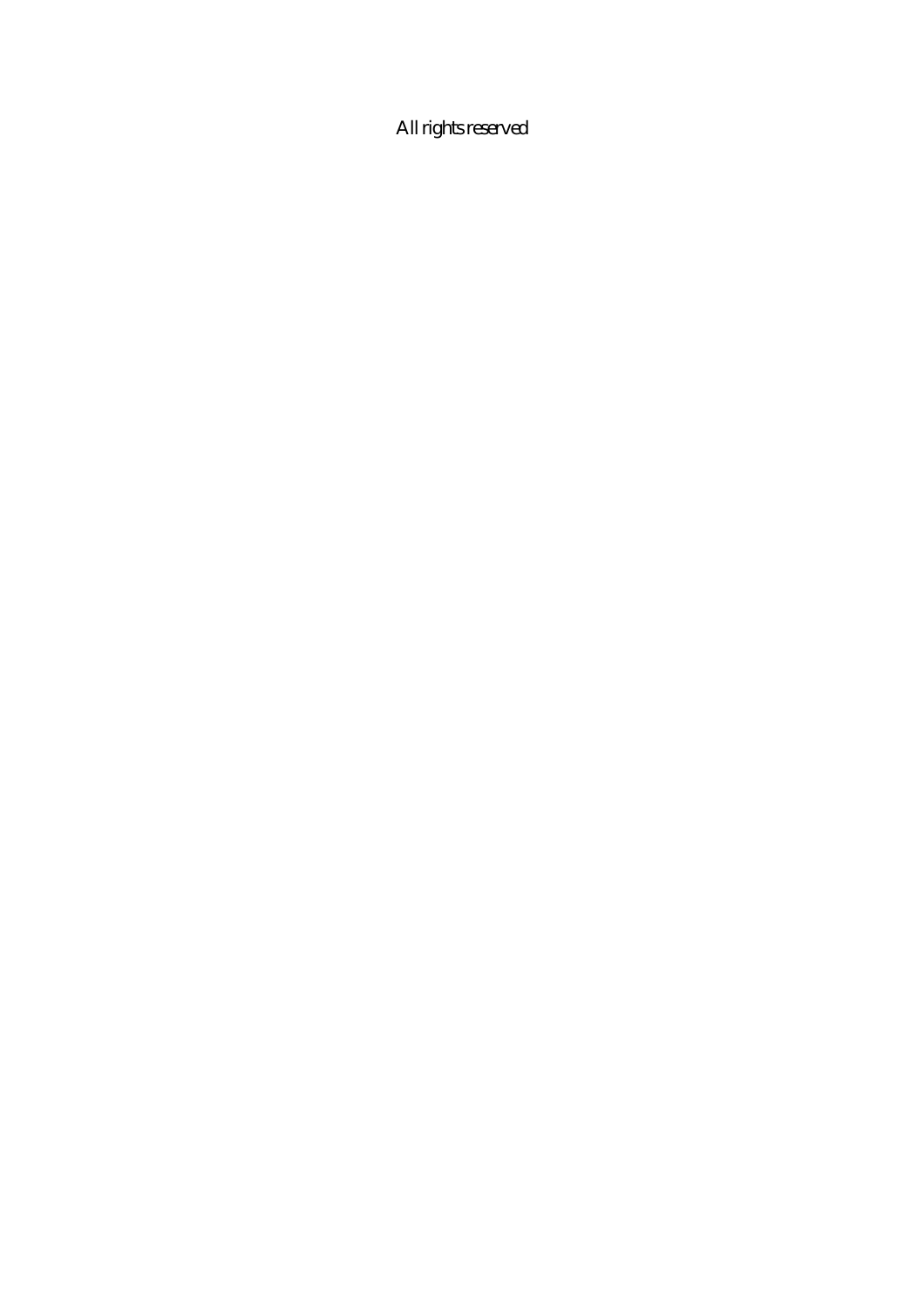All rights reserved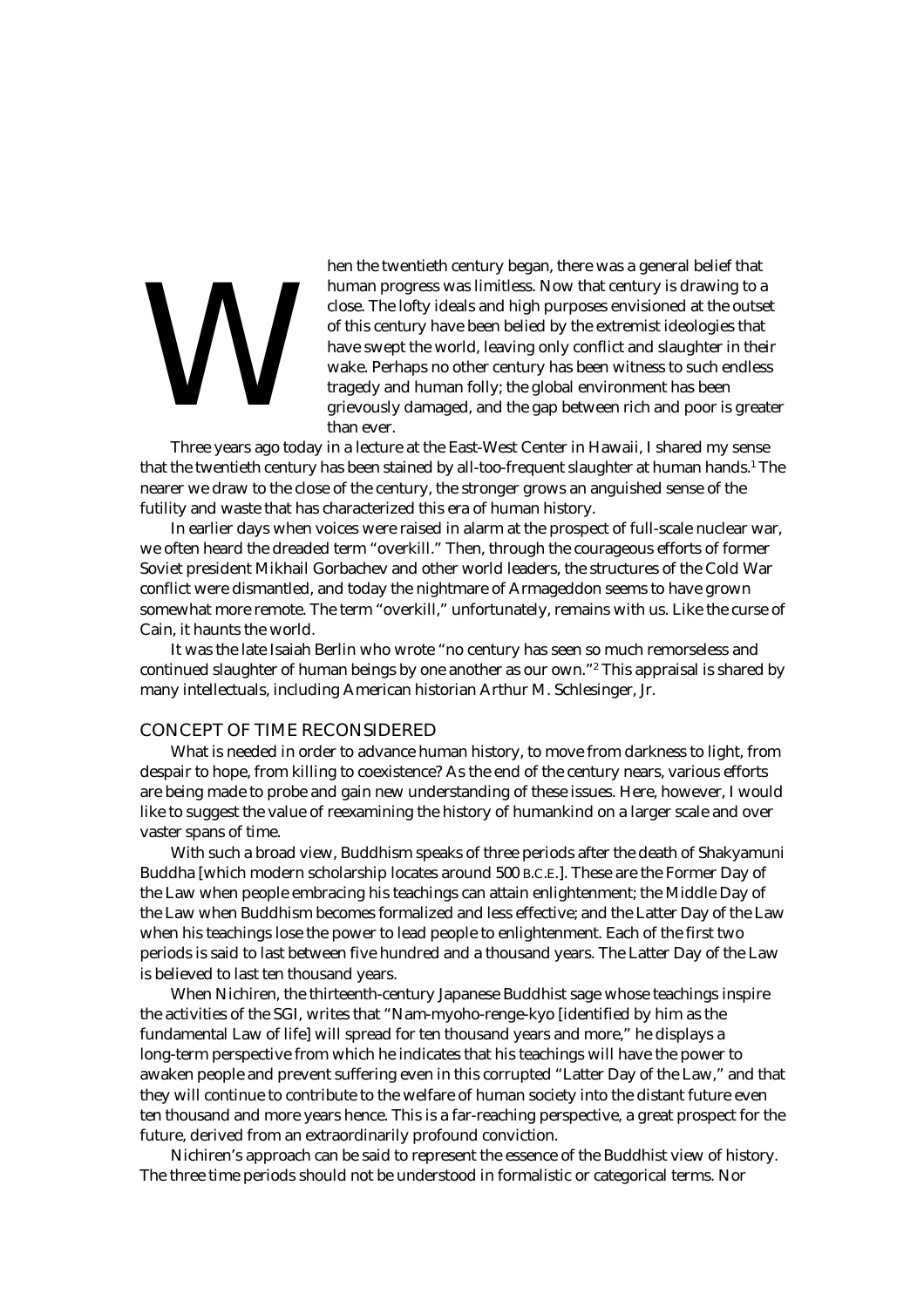When the twentieth century began, there was a general belief that human progress was limitless. Now that century is drawing to a close. The lofty ideals and high purposes envisioned at the outset of this century have been belied by the extremist ideologies that have swept the world, leaving only conflict and slaughter in their wake. Perhaps no other century has been witness to such endless tragedy and human folly; the global environment has been grievously damaged, and the gap between rich and poor is greater than ever.

Three years ago today in a lecture at the East-West Center in Hawaii, I shared my sense that the twentieth century has been stained by all-too-frequent slaughter at human hands.[1] The nearer we draw to the close of the century, the stronger grows an anguished sense of the futility and waste that has characterized this era of human history.

In earlier days when voices were raised in alarm at the prospect of full-scale nuclear war, we often heard the dreaded term "overkill." Then, through the courageous efforts of former Soviet president Mikhail Gorbachev and other world leaders, the structures of the Cold War conflict were dismantled, and today the nightmare of Armageddon seems to have grown somewhat more remote. The term "overkill," unfortunately, remains with us. Like the curse of Cain, it haunts the world.

It was the late Isaiah Berlin who wrote "no century has seen so much remorseless and continued slaughter of human beings by one another as our own."[2] This appraisal is shared by many intellectuals, including American historian Arthur M. Schlesinger, Jr.

## CONCEPT OF TIME RECONSIDERED

What is needed in order to advance human history, to move from darkness to light, from despair to hope, from killing to coexistence? As the end of the century nears, various efforts are being made to probe and gain new understanding of these issues. Here, however, I would like to suggest the value of reexamining the history of humankind on a larger scale and over vaster spans of time.

With such a broad view, Buddhism speaks of three periods after the death of Shakyamuni Buddha [which modern scholarship locates around 500 B.C.E.]. These are the Former Day of the Law when people embracing his teachings can attain enlightenment; the Middle Day of the Law when Buddhism becomes formalized and less effective; and the Latter Day of the Law when his teachings lose the power to lead people to enlightenment. Each of the first two periods is said to last between five hundred and a thousand years. The Latter Day of the Law is believed to last ten thousand years.

When Nichiren, the thirteenth-century Japanese Buddhist sage whose teachings inspire the activities of the SGI, writes that "Nam-myoho-renge-kyo [identified by him as the fundamental Law of life] will spread for ten thousand years and more," he displays a long-term perspective from which he indicates that his teachings will have the power to awaken people and prevent suffering even in this corrupted "Latter Day of the Law," and that they will continue to contribute to the welfare of human society into the distant future even ten thousand and more years hence. This is a far-reaching perspective, a great prospect for the future, derived from an extraordinarily profound conviction.

Nichiren's approach can be said to represent the essence of the Buddhist view of history. The three time periods should not be understood in formalistic or categorical terms. Nor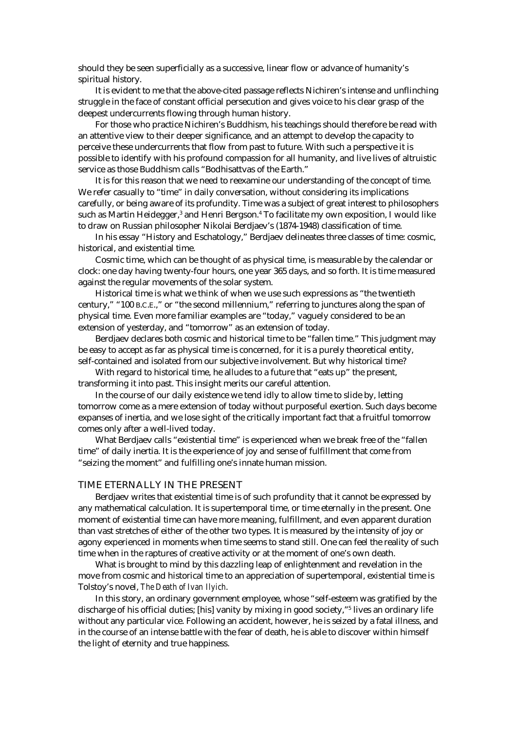should they be seen superficially as a successive, linear flow or advance of humanity's spiritual history.

It is evident to me that the above-cited passage reflects Nichiren's intense and unflinching struggle in the face of constant official persecution and gives voice to his clear grasp of the deepest undercurrents flowing through human history.

For those who practice Nichiren's Buddhism, his teachings should therefore be read with an attentive view to their deeper significance, and an attempt to develop the capacity to perceive these undercurrents that flow from past to future. With such a perspective it is possible to identify with his profound compassion for all humanity, and live lives of altruistic service as those Buddhism calls "Bodhisattvas of the Earth."

It is for this reason that we need to reexamine our understanding of the concept of time. We refer casually to "time" in daily conversation, without considering its implications carefully, or being aware of its profundity. Time was a subject of great interest to philosophers such as Martin Heidegger,[3] and Henri Bergson.[4] To facilitate my own exposition, I would like to draw on Russian philosopher Nikolai Berdjaev's (1874-1948) classification of time.

In his essay "History and Eschatology," Berdjaev delineates three classes of time: cosmic, historical, and existential time.

Cosmic time, which can be thought of as physical time, is measurable by the calendar or clock: one day having twenty-four hours, one year 365 days, and so forth. It is time measured against the regular movements of the solar system.

Historical time is what we think of when we use such expressions as "the twentieth century," "100 B.C.E.," or "the second millennium," referring to junctures along the span of physical time. Even more familiar examples are "today," vaguely considered to be an extension of yesterday, and "tomorrow" as an extension of today.

Berdjaev declares both cosmic and historical time to be "fallen time." This judgment may be easy to accept as far as physical time is concerned, for it is a purely theoretical entity, self-contained and isolated from our subjective involvement. But why historical time?

With regard to historical time, he alludes to a future that "eats up" the present, transforming it into past. This insight merits our careful attention.

In the course of our daily existence we tend idly to allow time to slide by, letting tomorrow come as a mere extension of today without purposeful exertion. Such days become expanses of inertia, and we lose sight of the critically important fact that a fruitful tomorrow comes only after a well-lived today.

What Berdjaev calls "existential time" is experienced when we break free of the "fallen time" of daily inertia. It is the experience of joy and sense of fulfillment that come from "seizing the moment" and fulfilling one's innate human mission.

## TIME ETERNALLY IN THE PRESENT

Berdjaev writes that existential time is of such profundity that it cannot be expressed by any mathematical calculation. It is supertemporal time, or time eternally in the present. One moment of existential time can have more meaning, fulfillment, and even apparent duration than vast stretches of either of the other two types. It is measured by the intensity of joy or agony experienced in moments when time seems to stand still. One can feel the reality of such time when in the raptures of creative activity or at the moment of one's own death.

What is brought to mind by this dazzling leap of enlightenment and revelation in the move from cosmic and historical time to an appreciation of supertemporal, existential time is Tolstoy's novel, *The Death of Ivan Ilyich*.

In this story, an ordinary government employee, whose "self-esteem was gratified by the discharge of his official duties; [his] vanity by mixing in good society,"[5] lives an ordinary life without any particular vice. Following an accident, however, he is seized by a fatal illness, and in the course of an intense battle with the fear of death, he is able to discover within himself the light of eternity and true happiness.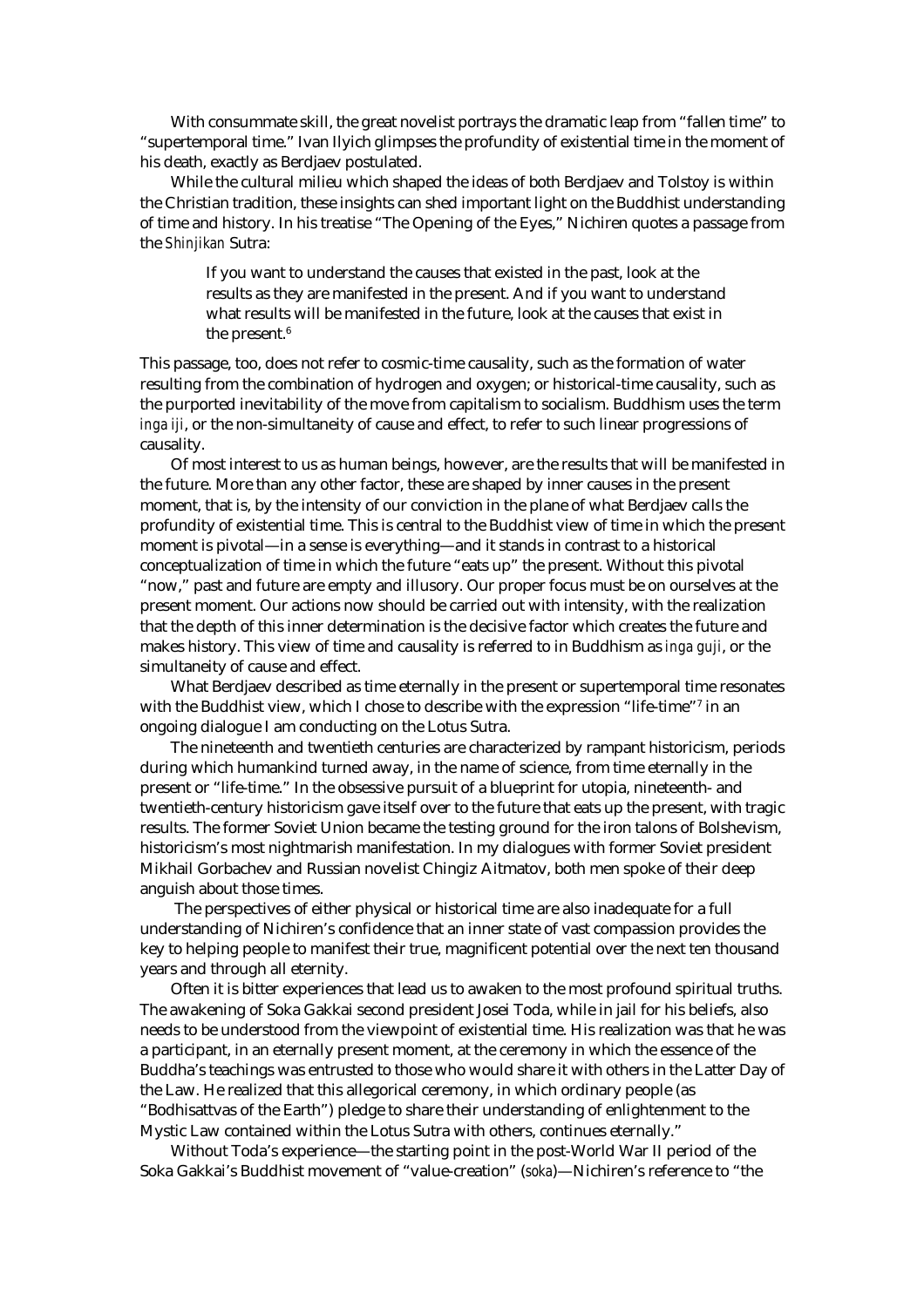With consummate skill, the great novelist portrays the dramatic leap from "fallen time" to "supertemporal time." Ivan Ilyich glimpses the profundity of existential time in the moment of his death, exactly as Berdjaev postulated.

While the cultural milieu which shaped the ideas of both Berdjaev and Tolstoy is within the Christian tradition, these insights can shed important light on the Buddhist understanding of time and history. In his treatise "The Opening of the Eyes," Nichiren quotes a passage from the *Shinjikan* Sutra:

> If you want to understand the causes that existed in the past, look at the results as they are manifested in the present. And if you want to understand what results will be manifested in the future, look at the causes that exist in the present.[6]

This passage, too, does not refer to cosmic-time causality, such as the formation of water resulting from the combination of hydrogen and oxygen; or historical-time causality, such as the purported inevitability of the move from capitalism to socialism. Buddhism uses the term *inga iji*, or the non-simultaneity of cause and effect, to refer to such linear progressions of causality.

Of most interest to us as human beings, however, are the results that will be manifested in the future. More than any other factor, these are shaped by inner causes in the present moment, that is, by the intensity of our conviction in the plane of what Berdjaev calls the profundity of existential time. This is central to the Buddhist view of time in which the present moment is pivotal—in a sense is everything—and it stands in contrast to a historical conceptualization of time in which the future "eats up" the present. Without this pivotal "now," past and future are empty and illusory. Our proper focus must be on ourselves at the present moment. Our actions now should be carried out with intensity, with the realization that the depth of this inner determination is the decisive factor which creates the future and makes history. This view of time and causality is referred to in Buddhism as *inga guji*, or the simultaneity of cause and effect.

What Berdjaev described as time eternally in the present or supertemporal time resonates with the Buddhist view, which I chose to describe with the expression "life-time"[7] in an ongoing dialogue I am conducting on the Lotus Sutra.

The nineteenth and twentieth centuries are characterized by rampant historicism, periods during which humankind turned away, in the name of science, from time eternally in the present or "life-time." In the obsessive pursuit of a blueprint for utopia, nineteenth- and twentieth-century historicism gave itself over to the future that eats up the present, with tragic results. The former Soviet Union became the testing ground for the iron talons of Bolshevism, historicism's most nightmarish manifestation. In my dialogues with former Soviet president Mikhail Gorbachev and Russian novelist Chingiz Aitmatov, both men spoke of their deep anguish about those times.

The perspectives of either physical or historical time are also inadequate for a full understanding of Nichiren's confidence that an inner state of vast compassion provides the key to helping people to manifest their true, magnificent potential over the next ten thousand years and through all eternity.

Often it is bitter experiences that lead us to awaken to the most profound spiritual truths. The awakening of Soka Gakkai second president Josei Toda, while in jail for his beliefs, also needs to be understood from the viewpoint of existential time. His realization was that he was a participant, in an eternally present moment, at the ceremony in which the essence of the Buddha's teachings was entrusted to those who would share it with others in the Latter Day of the Law. He realized that this allegorical ceremony, in which ordinary people (as "Bodhisattvas of the Earth") pledge to share their understanding of enlightenment to the Mystic Law contained within the Lotus Sutra with others, continues eternally."

Without Toda's experience—the starting point in the post-World War II period of the Soka Gakkai's Buddhist movement of "value-creation" (*soka*)—Nichiren's reference to "the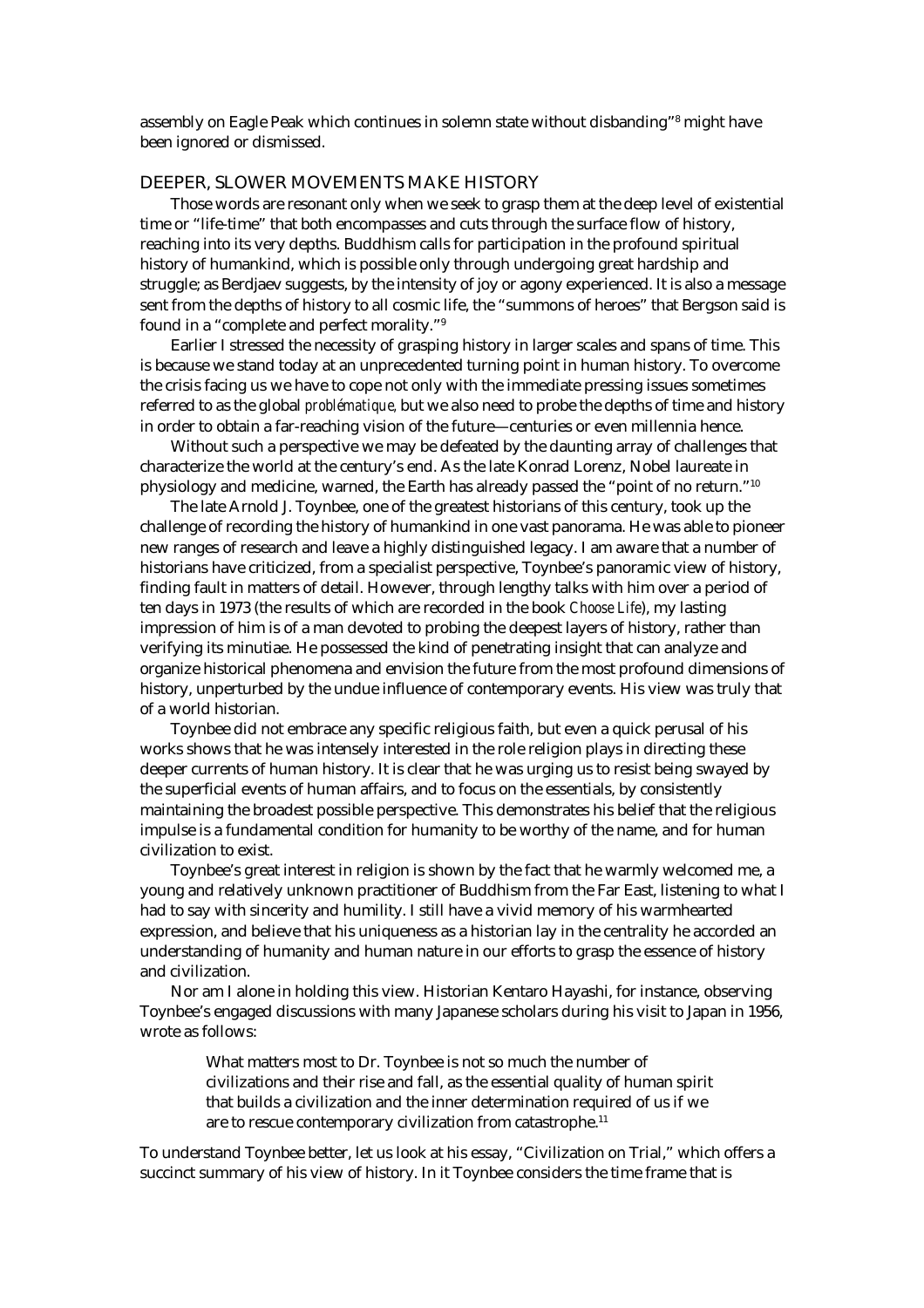assembly on Eagle Peak which continues in solemn state without disbanding"[8] might have been ignored or dismissed.

## DEEPER, SLOWER MOVEMENTS MAKE HISTORY

Those words are resonant only when we seek to grasp them at the deep level of existential time or "life-time" that both encompasses and cuts through the surface flow of history, reaching into its very depths. Buddhism calls for participation in the profound spiritual history of humankind, which is possible only through undergoing great hardship and struggle; as Berdjaev suggests, by the intensity of joy or agony experienced. It is also a message sent from the depths of history to all cosmic life, the "summons of heroes" that Bergson said is found in a "complete and perfect morality."[9]

Earlier I stressed the necessity of grasping history in larger scales and spans of time. This is because we stand today at an unprecedented turning point in human history. To overcome the crisis facing us we have to cope not only with the immediate pressing issues sometimes referred to as the global *problématique*, but we also need to probe the depths of time and history in order to obtain a far-reaching vision of the future—centuries or even millennia hence.

Without such a perspective we may be defeated by the daunting array of challenges that characterize the world at the century's end. As the late Konrad Lorenz, Nobel laureate in physiology and medicine, warned, the Earth has already passed the "point of no return."[10]

The late Arnold J. Toynbee, one of the greatest historians of this century, took up the challenge of recording the history of humankind in one vast panorama. He was able to pioneer new ranges of research and leave a highly distinguished legacy. I am aware that a number of historians have criticized, from a specialist perspective, Toynbee's panoramic view of history, finding fault in matters of detail. However, through lengthy talks with him over a period of ten days in 1973 (the results of which are recorded in the book *Choose Life*), my lasting impression of him is of a man devoted to probing the deepest layers of history, rather than verifying its minutiae. He possessed the kind of penetrating insight that can analyze and organize historical phenomena and envision the future from the most profound dimensions of history, unperturbed by the undue influence of contemporary events. His view was truly that of a world historian.

Toynbee did not embrace any specific religious faith, but even a quick perusal of his works shows that he was intensely interested in the role religion plays in directing these deeper currents of human history. It is clear that he was urging us to resist being swayed by the superficial events of human affairs, and to focus on the essentials, by consistently maintaining the broadest possible perspective. This demonstrates his belief that the religious impulse is a fundamental condition for humanity to be worthy of the name, and for human civilization to exist.

Toynbee's great interest in religion is shown by the fact that he warmly welcomed me, a young and relatively unknown practitioner of Buddhism from the Far East, listening to what I had to say with sincerity and humility. I still have a vivid memory of his warmhearted expression, and believe that his uniqueness as a historian lay in the centrality he accorded an understanding of humanity and human nature in our efforts to grasp the essence of history and civilization.

Nor am I alone in holding this view. Historian Kentaro Hayashi, for instance, observing Toynbee's engaged discussions with many Japanese scholars during his visit to Japan in 1956, wrote as follows:

> What matters most to Dr. Toynbee is not so much the number of civilizations and their rise and fall, as the essential quality of human spirit that builds a civilization and the inner determination required of us if we are to rescue contemporary civilization from catastrophe.[11]

To understand Toynbee better, let us look at his essay, "Civilization on Trial," which offers a succinct summary of his view of history. In it Toynbee considers the time frame that is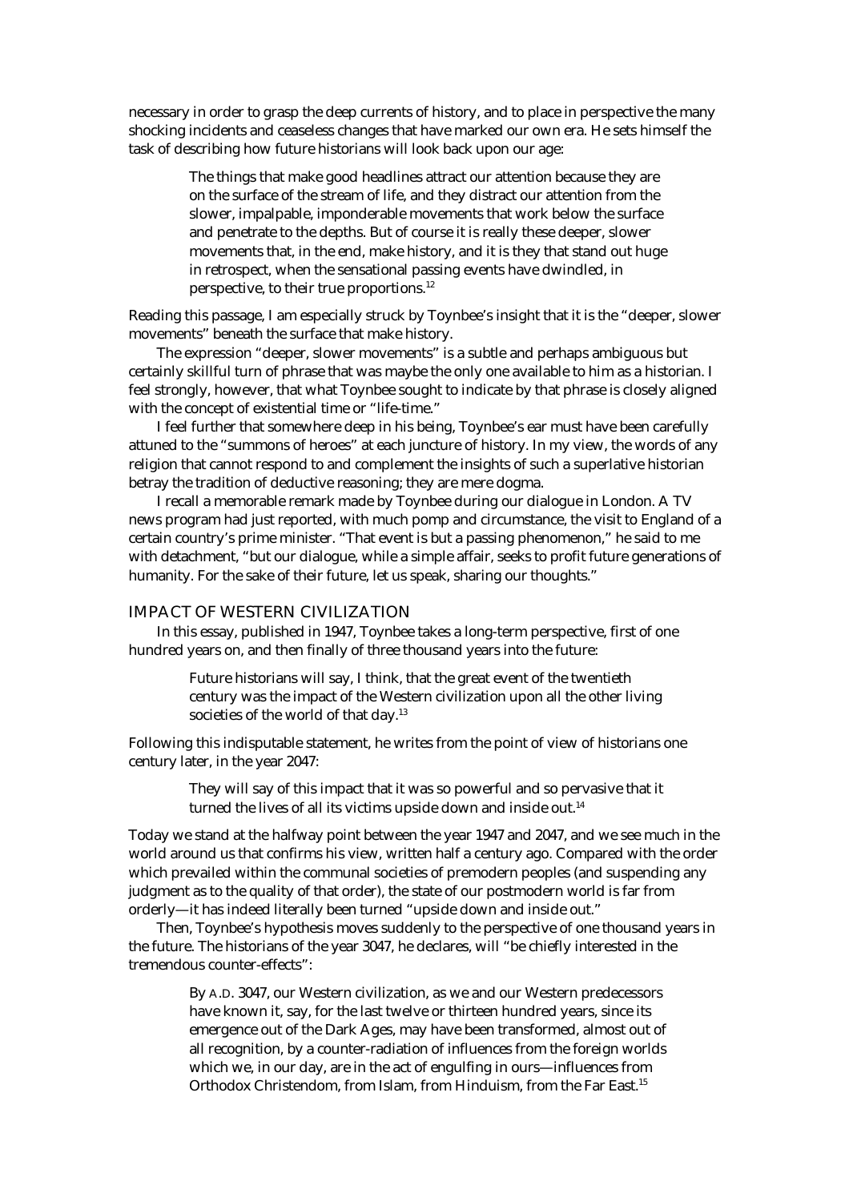necessary in order to grasp the deep currents of history, and to place in perspective the many shocking incidents and ceaseless changes that have marked our own era. He sets himself the task of describing how future historians will look back upon our age:

> The things that make good headlines attract our attention because they are on the surface of the stream of life, and they distract our attention from the slower, impalpable, imponderable movements that work below the surface and penetrate to the depths. But of course it is really these deeper, slower movements that, in the end, make history, and it is they that stand out huge in retrospect, when the sensational passing events have dwindled, in perspective, to their true proportions.[12]

Reading this passage, I am especially struck by Toynbee's insight that it is the "deeper, slower movements" beneath the surface that make history.

The expression "deeper, slower movements" is a subtle and perhaps ambiguous but certainly skillful turn of phrase that was maybe the only one available to him as a historian. I feel strongly, however, that what Toynbee sought to indicate by that phrase is closely aligned with the concept of existential time or "life-time."

I feel further that somewhere deep in his being, Toynbee's ear must have been carefully attuned to the "summons of heroes" at each juncture of history. In my view, the words of any religion that cannot respond to and complement the insights of such a superlative historian betray the tradition of deductive reasoning; they are mere dogma.

I recall a memorable remark made by Toynbee during our dialogue in London. A TV news program had just reported, with much pomp and circumstance, the visit to England of a certain country's prime minister. "That event is but a passing phenomenon," he said to me with detachment, "but our dialogue, while a simple affair, seeks to profit future generations of humanity. For the sake of their future, let us speak, sharing our thoughts."

## IMPACT OF WESTERN CIVILIZATION

In this essay, published in 1947, Toynbee takes a long-term perspective, first of one hundred years on, and then finally of three thousand years into the future:

> Future historians will say, I think, that the great event of the twentieth century was the impact of the Western civilization upon all the other living societies of the world of that day.[13]

Following this indisputable statement, he writes from the point of view of historians one century later, in the year 2047:

> They will say of this impact that it was so powerful and so pervasive that it turned the lives of all its victims upside down and inside out.[14]

Today we stand at the halfway point between the year 1947 and 2047, and we see much in the world around us that confirms his view, written half a century ago. Compared with the order which prevailed within the communal societies of premodern peoples (and suspending any judgment as to the quality of that order), the state of our postmodern world is far from orderly—it has indeed literally been turned "upside down and inside out."

Then, Toynbee's hypothesis moves suddenly to the perspective of one thousand years in the future. The historians of the year 3047, he declares, will "be chiefly interested in the tremendous counter-effects":

> By A.D. 3047, our Western civilization, as we and our Western predecessors have known it, say, for the last twelve or thirteen hundred years, since its emergence out of the Dark Ages, may have been transformed, almost out of all recognition, by a counter-radiation of influences from the foreign worlds which we, in our day, are in the act of engulfing in ours—influences from Orthodox Christendom, from Islam, from Hinduism, from the Far East.[15]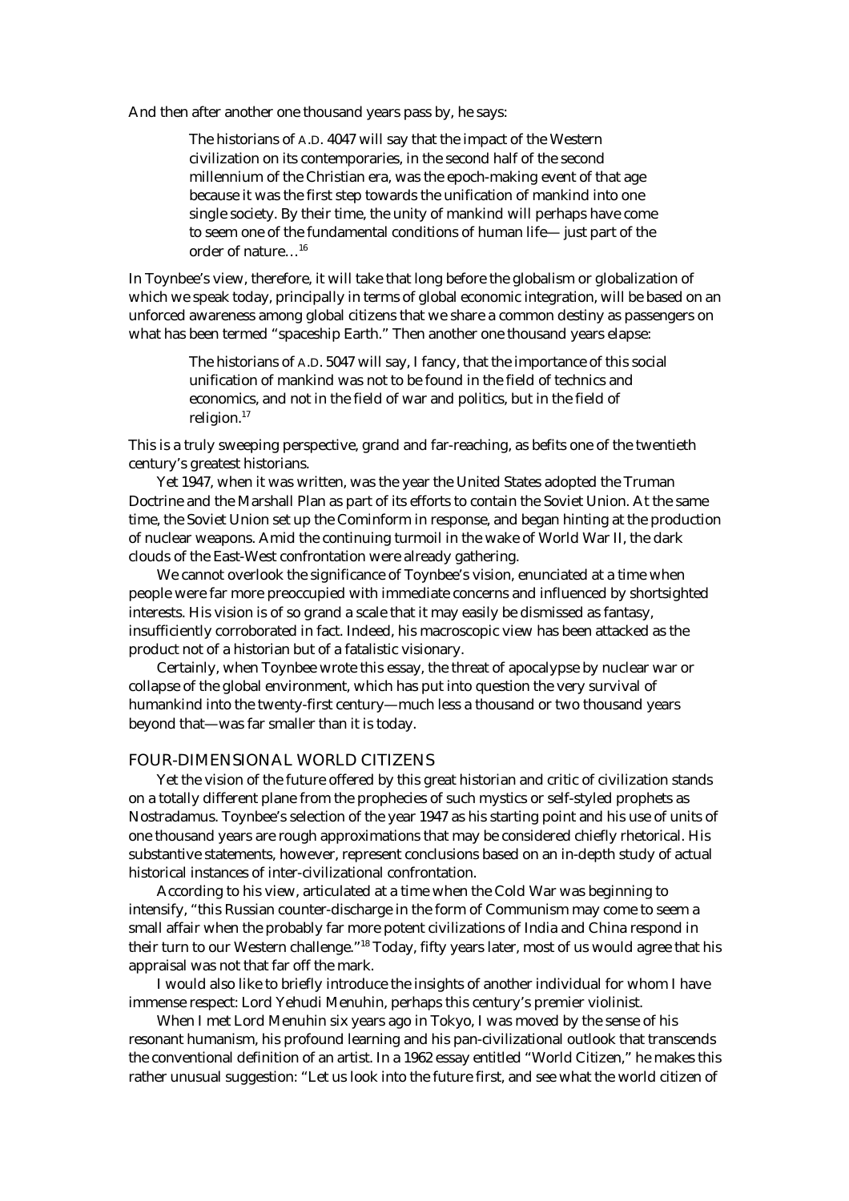And then after another one thousand years pass by, he says:

> The historians of A.D. 4047 will say that the impact of the Western civilization on its contemporaries, in the second half of the second millennium of the Christian era, was the epoch-making event of that age because it was the first step towards the unification of mankind into one single society. By their time, the unity of mankind will perhaps have come to seem one of the fundamental conditions of human life— just part of the order of nature…[16]

In Toynbee's view, therefore, it will take that long before the globalism or globalization of which we speak today, principally in terms of global economic integration, will be based on an unforced awareness among global citizens that we share a common destiny as passengers on what has been termed "spaceship Earth." Then another one thousand years elapse:

> The historians of A.D. 5047 will say, I fancy, that the importance of this social unification of mankind was not to be found in the field of technics and economics, and not in the field of war and politics, but in the field of religion.[17]

This is a truly sweeping perspective, grand and far-reaching, as befits one of the twentieth century's greatest historians.

Yet 1947, when it was written, was the year the United States adopted the Truman Doctrine and the Marshall Plan as part of its efforts to contain the Soviet Union. At the same time, the Soviet Union set up the Cominform in response, and began hinting at the production of nuclear weapons. Amid the continuing turmoil in the wake of World War II, the dark clouds of the East-West confrontation were already gathering.

We cannot overlook the significance of Toynbee's vision, enunciated at a time when people were far more preoccupied with immediate concerns and influenced by shortsighted interests. His vision is of so grand a scale that it may easily be dismissed as fantasy, insufficiently corroborated in fact. Indeed, his macroscopic view has been attacked as the product not of a historian but of a fatalistic visionary.

Certainly, when Toynbee wrote this essay, the threat of apocalypse by nuclear war or collapse of the global environment, which has put into question the very survival of humankind into the twenty-first century—much less a thousand or two thousand years beyond that—was far smaller than it is today.

## FOUR-DIMENSIONAL WORLD CITIZENS

Yet the vision of the future offered by this great historian and critic of civilization stands on a totally different plane from the prophecies of such mystics or self-styled prophets as Nostradamus. Toynbee's selection of the year 1947 as his starting point and his use of units of one thousand years are rough approximations that may be considered chiefly rhetorical. His substantive statements, however, represent conclusions based on an in-depth study of actual historical instances of inter-civilizational confrontation.

According to his view, articulated at a time when the Cold War was beginning to intensify, "this Russian counter-discharge in the form of Communism may come to seem a small affair when the probably far more potent civilizations of India and China respond in their turn to our Western challenge."[18] Today, fifty years later, most of us would agree that his appraisal was not that far off the mark.

I would also like to briefly introduce the insights of another individual for whom I have immense respect: Lord Yehudi Menuhin, perhaps this century's premier violinist.

When I met Lord Menuhin six years ago in Tokyo, I was moved by the sense of his resonant humanism, his profound learning and his pan-civilizational outlook that transcends the conventional definition of an artist. In a 1962 essay entitled "World Citizen," he makes this rather unusual suggestion: "Let us look into the future first, and see what the world citizen of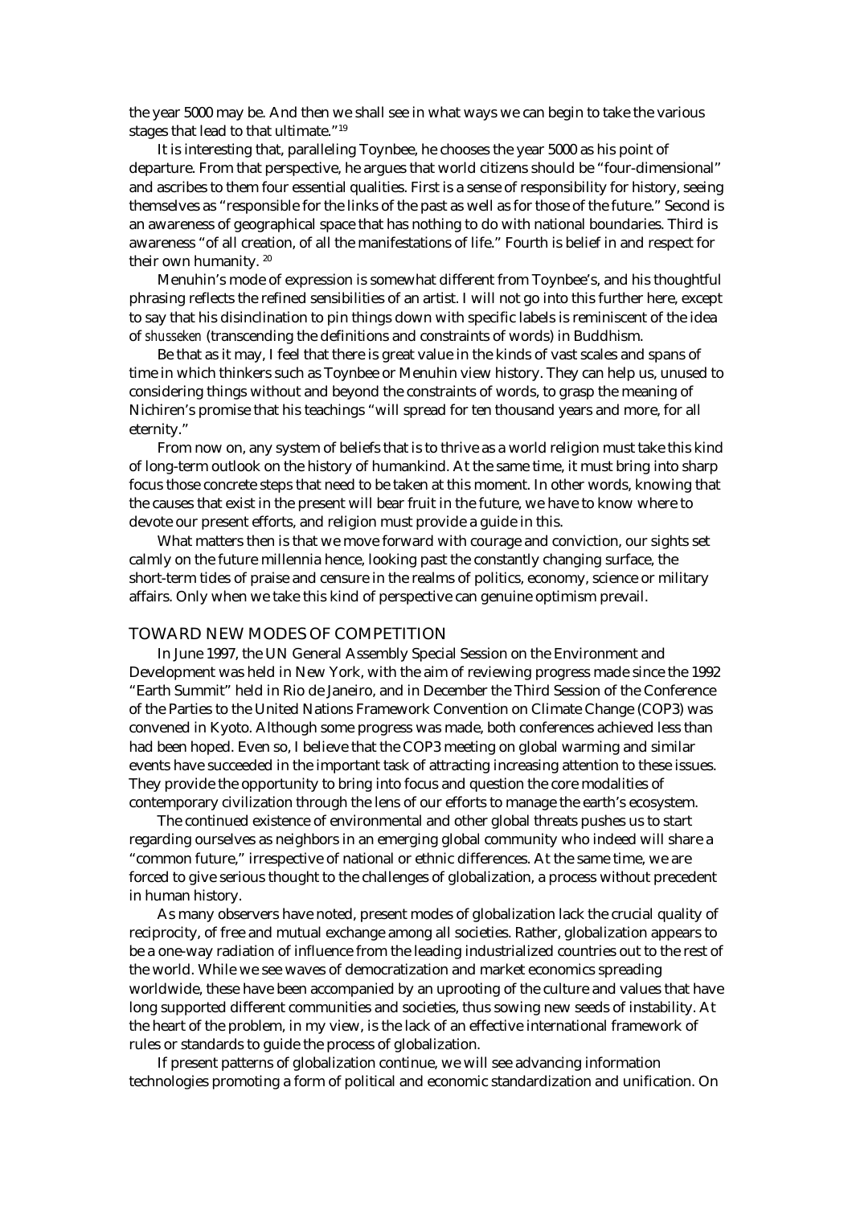the year 5000 may be. And then we shall see in what ways we can begin to take the various stages that lead to that ultimate."[19]

It is interesting that, paralleling Toynbee, he chooses the year 5000 as his point of departure. From that perspective, he argues that world citizens should be "four-dimensional" and ascribes to them four essential qualities. First is a sense of responsibility for history, seeing themselves as "responsible for the links of the past as well as for those of the future." Second is an awareness of geographical space that has nothing to do with national boundaries. Third is awareness "of all creation, of all the manifestations of life." Fourth is belief in and respect for their own humanity. [20]

Menuhin's mode of expression is somewhat different from Toynbee's, and his thoughtful phrasing reflects the refined sensibilities of an artist. I will not go into this further here, except to say that his disinclination to pin things down with specific labels is reminiscent of the idea of *shusseken* (transcending the definitions and constraints of words) in Buddhism.

Be that as it may, I feel that there is great value in the kinds of vast scales and spans of time in which thinkers such as Toynbee or Menuhin view history. They can help us, unused to considering things without and beyond the constraints of words, to grasp the meaning of Nichiren's promise that his teachings "will spread for ten thousand years and more, for all eternity."

From now on, any system of beliefs that is to thrive as a world religion must take this kind of long-term outlook on the history of humankind. At the same time, it must bring into sharp focus those concrete steps that need to be taken at this moment. In other words, knowing that the causes that exist in the present will bear fruit in the future, we have to know where to devote our present efforts, and religion must provide a guide in this.

What matters then is that we move forward with courage and conviction, our sights set calmly on the future millennia hence, looking past the constantly changing surface, the short-term tides of praise and censure in the realms of politics, economy, science or military affairs. Only when we take this kind of perspective can genuine optimism prevail.

## TOWARD NEW MODES OF COMPETITION

In June 1997, the UN General Assembly Special Session on the Environment and Development was held in New York, with the aim of reviewing progress made since the 1992 "Earth Summit" held in Rio de Janeiro, and in December the Third Session of the Conference of the Parties to the United Nations Framework Convention on Climate Change (COP3) was convened in Kyoto. Although some progress was made, both conferences achieved less than had been hoped. Even so, I believe that the COP3 meeting on global warming and similar events have succeeded in the important task of attracting increasing attention to these issues. They provide the opportunity to bring into focus and question the core modalities of contemporary civilization through the lens of our efforts to manage the earth's ecosystem.

The continued existence of environmental and other global threats pushes us to start regarding ourselves as neighbors in an emerging global community who indeed will share a "common future," irrespective of national or ethnic differences. At the same time, we are forced to give serious thought to the challenges of globalization, a process without precedent in human history.

As many observers have noted, present modes of globalization lack the crucial quality of reciprocity, of free and mutual exchange among all societies. Rather, globalization appears to be a one-way radiation of influence from the leading industrialized countries out to the rest of the world. While we see waves of democratization and market economics spreading worldwide, these have been accompanied by an uprooting of the culture and values that have long supported different communities and societies, thus sowing new seeds of instability. At the heart of the problem, in my view, is the lack of an effective international framework of rules or standards to guide the process of globalization.

If present patterns of globalization continue, we will see advancing information technologies promoting a form of political and economic standardization and unification. On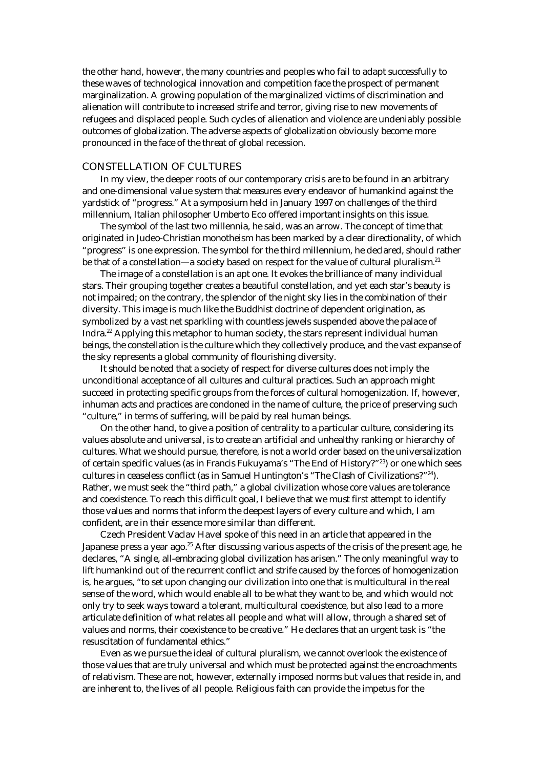the other hand, however, the many countries and peoples who fail to adapt successfully to these waves of technological innovation and competition face the prospect of permanent marginalization. A growing population of the marginalized victims of discrimination and alienation will contribute to increased strife and terror, giving rise to new movements of refugees and displaced people. Such cycles of alienation and violence are undeniably possible outcomes of globalization. The adverse aspects of globalization obviously become more pronounced in the face of the threat of global recession.

## CONSTELLATION OF CULTURES

In my view, the deeper roots of our contemporary crisis are to be found in an arbitrary and one-dimensional value system that measures every endeavor of humankind against the yardstick of "progress." At a symposium held in January 1997 on challenges of the third millennium, Italian philosopher Umberto Eco offered important insights on this issue.

The symbol of the last two millennia, he said, was an arrow. The concept of time that originated in Judeo-Christian monotheism has been marked by a clear directionality, of which "progress" is one expression. The symbol for the third millennium, he declared, should rather be that of a constellation—a society based on respect for the value of cultural pluralism.[21]

The image of a constellation is an apt one. It evokes the brilliance of many individual stars. Their grouping together creates a beautiful constellation, and yet each star's beauty is not impaired; on the contrary, the splendor of the night sky lies in the combination of their diversity. This image is much like the Buddhist doctrine of dependent origination, as symbolized by a vast net sparkling with countless jewels suspended above the palace of Indra.[22] Applying this metaphor to human society, the stars represent individual human beings, the constellation is the culture which they collectively produce, and the vast expanse of the sky represents a global community of flourishing diversity.

It should be noted that a society of respect for diverse cultures does not imply the unconditional acceptance of all cultures and cultural practices. Such an approach might succeed in protecting specific groups from the forces of cultural homogenization. If, however, inhuman acts and practices are condoned in the name of culture, the price of preserving such "culture," in terms of suffering, will be paid by real human beings.

On the other hand, to give a position of centrality to a particular culture, considering its values absolute and universal, is to create an artificial and unhealthy ranking or hierarchy of cultures. What we should pursue, therefore, is not a world order based on the universalization of certain specific values (as in Francis Fukuyama's "The End of History?"[23]) or one which sees cultures in ceaseless conflict (as in Samuel Huntington's "The Clash of Civilizations?"[24]). Rather, we must seek the "third path," a global civilization whose core values are tolerance and coexistence. To reach this difficult goal, I believe that we must first attempt to identify those values and norms that inform the deepest layers of every culture and which, I am confident, are in their essence more similar than different.

Czech President Vaclav Havel spoke of this need in an article that appeared in the Japanese press a year ago.[25] After discussing various aspects of the crisis of the present age, he declares, "A single, all-embracing global civilization has arisen." The only meaningful way to lift humankind out of the recurrent conflict and strife caused by the forces of homogenization is, he argues, "to set upon changing our civilization into one that is multicultural in the real sense of the word, which would enable all to be what they want to be, and which would not only try to seek ways toward a tolerant, multicultural coexistence, but also lead to a more articulate definition of what relates all people and what will allow, through a shared set of values and norms, their coexistence to be creative." He declares that an urgent task is "the resuscitation of fundamental ethics."

Even as we pursue the ideal of cultural pluralism, we cannot overlook the existence of those values that are truly universal and which must be protected against the encroachments of relativism. These are not, however, externally imposed norms but values that reside in, and are inherent to, the lives of all people. Religious faith can provide the impetus for the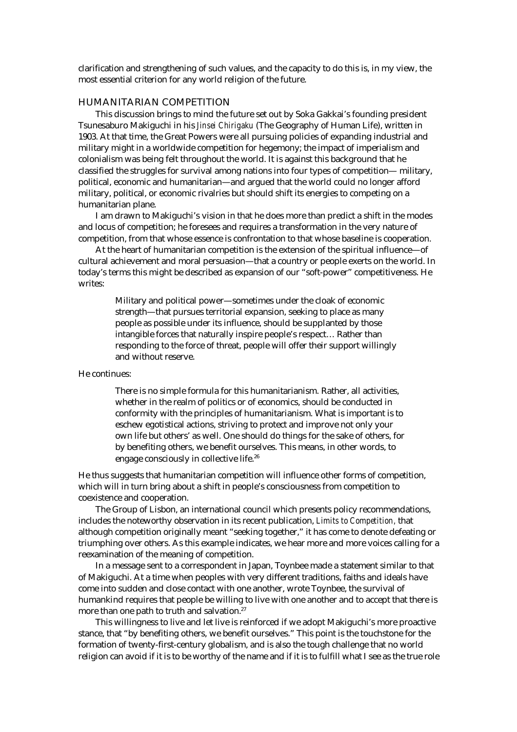clarification and strengthening of such values, and the capacity to do this is, in my view, the most essential criterion for any world religion of the future.

## HUMANITARIAN COMPETITION

This discussion brings to mind the future set out by Soka Gakkai's founding president Tsunesaburo Makiguchi in his *Jinsei Chirigaku* (The Geography of Human Life), written in 1903. At that time, the Great Powers were all pursuing policies of expanding industrial and military might in a worldwide competition for hegemony; the impact of imperialism and colonialism was being felt throughout the world. It is against this background that he classified the struggles for survival among nations into four types of competition— military, political, economic and humanitarian—and argued that the world could no longer afford military, political, or economic rivalries but should shift its energies to competing on a humanitarian plane.

I am drawn to Makiguchi's vision in that he does more than predict a shift in the modes and locus of competition; he foresees and requires a transformation in the very nature of competition, from that whose essence is confrontation to that whose baseline is cooperation.

At the heart of humanitarian competition is the extension of the spiritual influence—of cultural achievement and moral persuasion—that a country or people exerts on the world. In today's terms this might be described as expansion of our "soft-power" competitiveness. He writes:

> Military and political power—sometimes under the cloak of economic strength—that pursues territorial expansion, seeking to place as many people as possible under its influence, should be supplanted by those intangible forces that naturally inspire people's respect… Rather than responding to the force of threat, people will offer their support willingly and without reserve.

He continues:

> There is no simple formula for this humanitarianism. Rather, all activities, whether in the realm of politics or of economics, should be conducted in conformity with the principles of humanitarianism. What is important is to eschew egotistical actions, striving to protect and improve not only your own life but others' as well. One should do things for the sake of others, for by benefiting others, we benefit ourselves. This means, in other words, to engage consciously in collective life.[26]

He thus suggests that humanitarian competition will influence other forms of competition, which will in turn bring about a shift in people's consciousness from competition to coexistence and cooperation.

The Group of Lisbon, an international council which presents policy recommendations, includes the noteworthy observation in its recent publication, *Limits to Competition*, that although competition originally meant "seeking together," it has come to denote defeating or triumphing over others. As this example indicates, we hear more and more voices calling for a reexamination of the meaning of competition.

In a message sent to a correspondent in Japan, Toynbee made a statement similar to that of Makiguchi. At a time when peoples with very different traditions, faiths and ideals have come into sudden and close contact with one another, wrote Toynbee, the survival of humankind requires that people be willing to live with one another and to accept that there is more than one path to truth and salvation.[27]

This willingness to live and let live is reinforced if we adopt Makiguchi's more proactive stance, that "by benefiting others, we benefit ourselves." This point is the touchstone for the formation of twenty-first-century globalism, and is also the tough challenge that no world religion can avoid if it is to be worthy of the name and if it is to fulfill what I see as the true role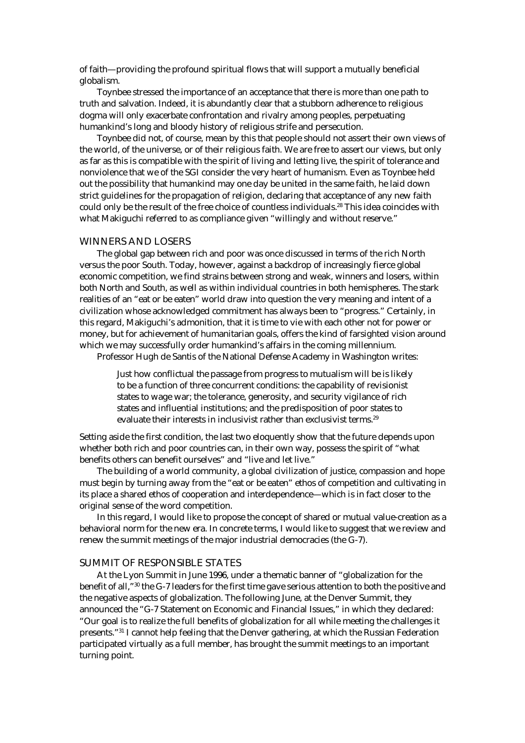of faith—providing the profound spiritual flows that will support a mutually beneficial globalism.

Toynbee stressed the importance of an acceptance that there is more than one path to truth and salvation. Indeed, it is abundantly clear that a stubborn adherence to religious dogma will only exacerbate confrontation and rivalry among peoples, perpetuating humankind's long and bloody history of religious strife and persecution.

Toynbee did not, of course, mean by this that people should not assert their own views of the world, of the universe, or of their religious faith. We are free to assert our views, but only as far as this is compatible with the spirit of living and letting live, the spirit of tolerance and nonviolence that we of the SGI consider the very heart of humanism. Even as Toynbee held out the possibility that humankind may one day be united in the same faith, he laid down strict guidelines for the propagation of religion, declaring that acceptance of any new faith could only be the result of the free choice of countless individuals.[28] This idea coincides with what Makiguchi referred to as compliance given "willingly and without reserve."

## WINNERS AND LOSERS

The global gap between rich and poor was once discussed in terms of the rich North versus the poor South. Today, however, against a backdrop of increasingly fierce global economic competition, we find strains between strong and weak, winners and losers, within both North and South, as well as within individual countries in both hemispheres. The stark realities of an "eat or be eaten" world draw into question the very meaning and intent of a civilization whose acknowledged commitment has always been to "progress." Certainly, in this regard, Makiguchi's admonition, that it is time to vie with each other not for power or money, but for achievement of humanitarian goals, offers the kind of farsighted vision around which we may successfully order humankind's affairs in the coming millennium.

Professor Hugh de Santis of the National Defense Academy in Washington writes:

> Just how conflictual the passage from progress to mutualism will be is likely to be a function of three concurrent conditions: the capability of revisionist states to wage war; the tolerance, generosity, and security vigilance of rich states and influential institutions; and the predisposition of poor states to evaluate their interests in inclusivist rather than exclusivist terms.[29]

Setting aside the first condition, the last two eloquently show that the future depends upon whether both rich and poor countries can, in their own way, possess the spirit of "what benefits others can benefit ourselves" and "live and let live."

The building of a world community, a global civilization of justice, compassion and hope must begin by turning away from the "eat or be eaten" ethos of competition and cultivating in its place a shared ethos of cooperation and interdependence—which is in fact closer to the original sense of the word competition.

In this regard, I would like to propose the concept of shared or mutual value-creation as a behavioral norm for the new era. In concrete terms, I would like to suggest that we review and renew the summit meetings of the major industrial democracies (the G-7).

## SUMMIT OF RESPONSIBLE STATES

At the Lyon Summit in June 1996, under a thematic banner of "globalization for the benefit of all,"[30] the G-7 leaders for the first time gave serious attention to both the positive and the negative aspects of globalization. The following June, at the Denver Summit, they announced the "G-7 Statement on Economic and Financial Issues," in which they declared: "Our goal is to realize the full benefits of globalization for all while meeting the challenges it presents."[31] I cannot help feeling that the Denver gathering, at which the Russian Federation participated virtually as a full member, has brought the summit meetings to an important turning point.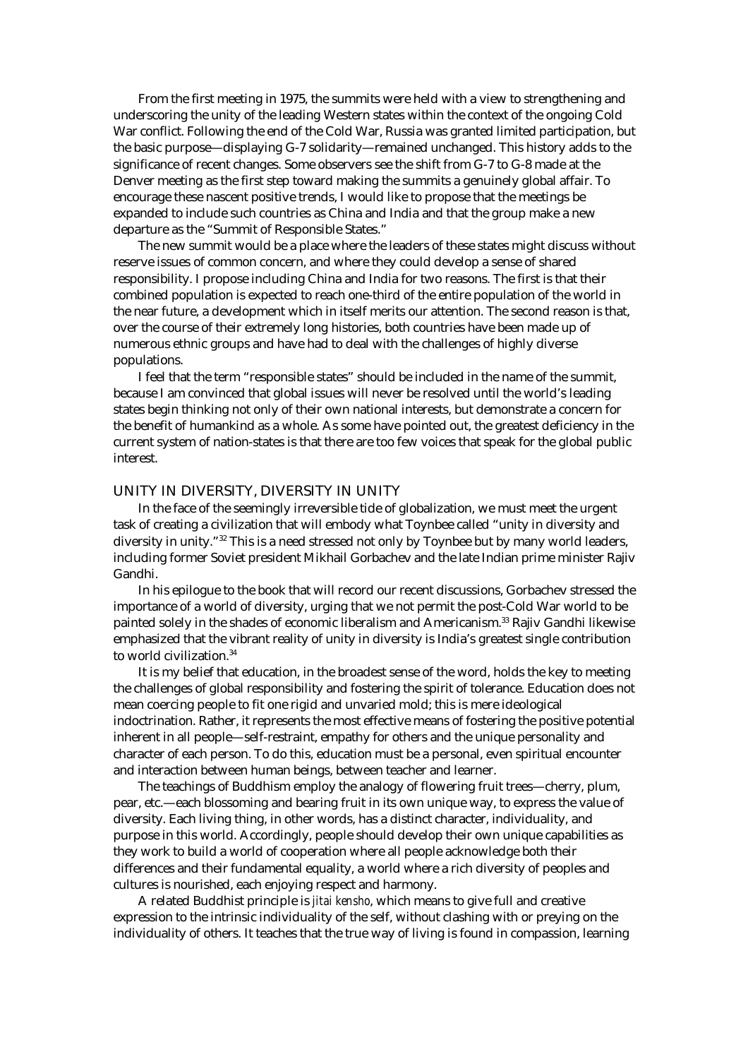From the first meeting in 1975, the summits were held with a view to strengthening and underscoring the unity of the leading Western states within the context of the ongoing Cold War conflict. Following the end of the Cold War, Russia was granted limited participation, but the basic purpose—displaying G-7 solidarity—remained unchanged. This history adds to the significance of recent changes. Some observers see the shift from G-7 to G-8 made at the Denver meeting as the first step toward making the summits a genuinely global affair. To encourage these nascent positive trends, I would like to propose that the meetings be expanded to include such countries as China and India and that the group make a new departure as the "Summit of Responsible States."

The new summit would be a place where the leaders of these states might discuss without reserve issues of common concern, and where they could develop a sense of shared responsibility. I propose including China and India for two reasons. The first is that their combined population is expected to reach one-third of the entire population of the world in the near future, a development which in itself merits our attention. The second reason is that, over the course of their extremely long histories, both countries have been made up of numerous ethnic groups and have had to deal with the challenges of highly diverse populations.

I feel that the term "responsible states" should be included in the name of the summit, because I am convinced that global issues will never be resolved until the world's leading states begin thinking not only of their own national interests, but demonstrate a concern for the benefit of humankind as a whole. As some have pointed out, the greatest deficiency in the current system of nation-states is that there are too few voices that speak for the global public interest.

## UNITY IN DIVERSITY, DIVERSITY IN UNITY

In the face of the seemingly irreversible tide of globalization, we must meet the urgent task of creating a civilization that will embody what Toynbee called "unity in diversity and diversity in unity."[32] This is a need stressed not only by Toynbee but by many world leaders, including former Soviet president Mikhail Gorbachev and the late Indian prime minister Rajiv Gandhi.

In his epilogue to the book that will record our recent discussions, Gorbachev stressed the importance of a world of diversity, urging that we not permit the post-Cold War world to be painted solely in the shades of economic liberalism and Americanism.[33] Rajiv Gandhi likewise emphasized that the vibrant reality of unity in diversity is India's greatest single contribution to world civilization.[34]

It is my belief that education, in the broadest sense of the word, holds the key to meeting the challenges of global responsibility and fostering the spirit of tolerance. Education does not mean coercing people to fit one rigid and unvaried mold; this is mere ideological indoctrination. Rather, it represents the most effective means of fostering the positive potential inherent in all people—self-restraint, empathy for others and the unique personality and character of each person. To do this, education must be a personal, even spiritual encounter and interaction between human beings, between teacher and learner.

The teachings of Buddhism employ the analogy of flowering fruit trees—cherry, plum, pear, etc.—each blossoming and bearing fruit in its own unique way, to express the value of diversity. Each living thing, in other words, has a distinct character, individuality, and purpose in this world. Accordingly, people should develop their own unique capabilities as they work to build a world of cooperation where all people acknowledge both their differences and their fundamental equality, a world where a rich diversity of peoples and cultures is nourished, each enjoying respect and harmony.

A related Buddhist principle is *jitai kensho*, which means to give full and creative expression to the intrinsic individuality of the self, without clashing with or preying on the individuality of others. It teaches that the true way of living is found in compassion, learning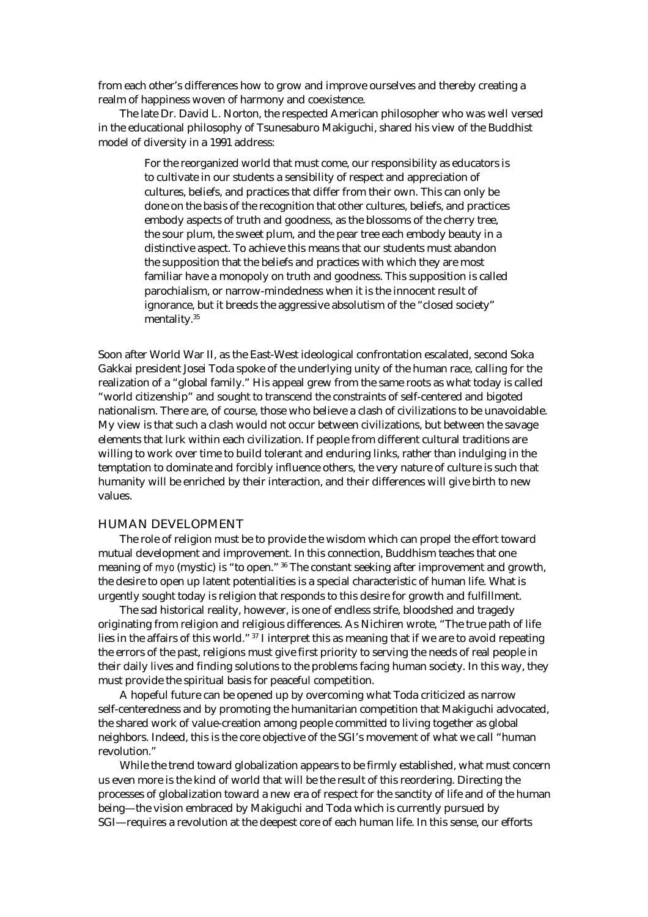from each other's differences how to grow and improve ourselves and thereby creating a realm of happiness woven of harmony and coexistence.

The late Dr. David L. Norton, the respected American philosopher who was well versed in the educational philosophy of Tsunesaburo Makiguchi, shared his view of the Buddhist model of diversity in a 1991 address:

> For the reorganized world that must come, our responsibility as educators is to cultivate in our students a sensibility of respect and appreciation of cultures, beliefs, and practices that differ from their own. This can only be done on the basis of the recognition that other cultures, beliefs, and practices embody aspects of truth and goodness, as the blossoms of the cherry tree, the sour plum, the sweet plum, and the pear tree each embody beauty in a distinctive aspect. To achieve this means that our students must abandon the supposition that the beliefs and practices with which they are most familiar have a monopoly on truth and goodness. This supposition is called parochialism, or narrow-mindedness when it is the innocent result of ignorance, but it breeds the aggressive absolutism of the "closed society" mentality.[35]

Soon after World War II, as the East-West ideological confrontation escalated, second Soka Gakkai president Josei Toda spoke of the underlying unity of the human race, calling for the realization of a "global family." His appeal grew from the same roots as what today is called "world citizenship" and sought to transcend the constraints of self-centered and bigoted nationalism. There are, of course, those who believe a clash of civilizations to be unavoidable. My view is that such a clash would not occur between civilizations, but between the savage elements that lurk within each civilization. If people from different cultural traditions are willing to work over time to build tolerant and enduring links, rather than indulging in the temptation to dominate and forcibly influence others, the very nature of culture is such that humanity will be enriched by their interaction, and their differences will give birth to new values.

## HUMAN DEVELOPMENT

The role of religion must be to provide the wisdom which can propel the effort toward mutual development and improvement. In this connection, Buddhism teaches that one meaning of *myo* (mystic) is "to open."[36] The constant seeking after improvement and growth, the desire to open up latent potentialities is a special characteristic of human life. What is urgently sought today is religion that responds to this desire for growth and fulfillment.

The sad historical reality, however, is one of endless strife, bloodshed and tragedy originating from religion and religious differences. As Nichiren wrote, "The true path of life lies in the affairs of this world."[37] I interpret this as meaning that if we are to avoid repeating the errors of the past, religions must give first priority to serving the needs of real people in their daily lives and finding solutions to the problems facing human society. In this way, they must provide the spiritual basis for peaceful competition.

A hopeful future can be opened up by overcoming what Toda criticized as narrow self-centeredness and by promoting the humanitarian competition that Makiguchi advocated, the shared work of value-creation among people committed to living together as global neighbors. Indeed, this is the core objective of the SGI's movement of what we call "human revolution."

While the trend toward globalization appears to be firmly established, what must concern us even more is the kind of world that will be the result of this reordering. Directing the processes of globalization toward a new era of respect for the sanctity of life and of the human being—the vision embraced by Makiguchi and Toda which is currently pursued by SGI—requires a revolution at the deepest core of each human life. In this sense, our efforts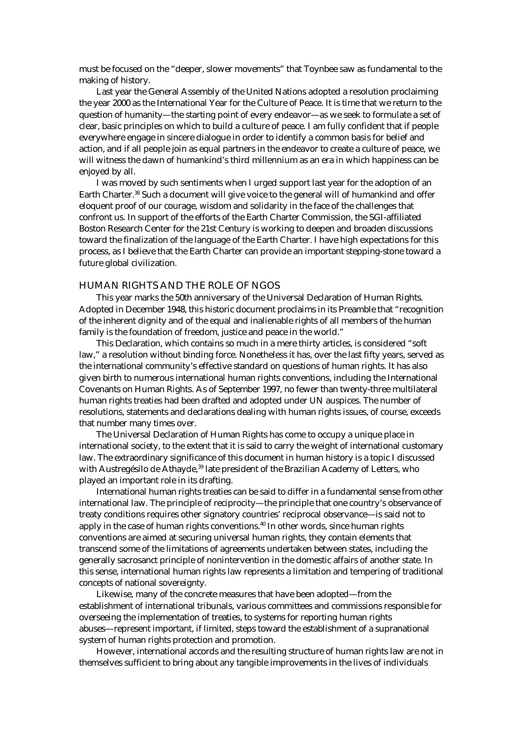must be focused on the "deeper, slower movements" that Toynbee saw as fundamental to the making of history.

Last year the General Assembly of the United Nations adopted a resolution proclaiming the year 2000 as the International Year for the Culture of Peace. It is time that we return to the question of humanity—the starting point of every endeavor—as we seek to formulate a set of clear, basic principles on which to build a culture of peace. I am fully confident that if people everywhere engage in sincere dialogue in order to identify a common basis for belief and action, and if all people join as equal partners in the endeavor to create a culture of peace, we will witness the dawn of humankind's third millennium as an era in which happiness can be enjoyed by all.

I was moved by such sentiments when I urged support last year for the adoption of an Earth Charter.[38] Such a document will give voice to the general will of humankind and offer eloquent proof of our courage, wisdom and solidarity in the face of the challenges that confront us. In support of the efforts of the Earth Charter Commission, the SGI-affiliated Boston Research Center for the 21st Century is working to deepen and broaden discussions toward the finalization of the language of the Earth Charter. I have high expectations for this process, as I believe that the Earth Charter can provide an important stepping-stone toward a future global civilization.

## HUMAN RIGHTS AND THE ROLE OF NGOS

This year marks the 50th anniversary of the Universal Declaration of Human Rights. Adopted in December 1948, this historic document proclaims in its Preamble that "recognition of the inherent dignity and of the equal and inalienable rights of all members of the human family is the foundation of freedom, justice and peace in the world."

This Declaration, which contains so much in a mere thirty articles, is considered "soft law," a resolution without binding force. Nonetheless it has, over the last fifty years, served as the international community's effective standard on questions of human rights. It has also given birth to numerous international human rights conventions, including the International Covenants on Human Rights. As of September 1997, no fewer than twenty-three multilateral human rights treaties had been drafted and adopted under UN auspices. The number of resolutions, statements and declarations dealing with human rights issues, of course, exceeds that number many times over.

The Universal Declaration of Human Rights has come to occupy a unique place in international society, to the extent that it is said to carry the weight of international customary law. The extraordinary significance of this document in human history is a topic I discussed with Austregésilo de Athayde,[39] late president of the Brazilian Academy of Letters, who played an important role in its drafting.

International human rights treaties can be said to differ in a fundamental sense from other international law. The principle of reciprocity—the principle that one country's observance of treaty conditions requires other signatory countries' reciprocal observance—is said not to apply in the case of human rights conventions.[40] In other words, since human rights conventions are aimed at securing universal human rights, they contain elements that transcend some of the limitations of agreements undertaken between states, including the generally sacrosanct principle of nonintervention in the domestic affairs of another state. In this sense, international human rights law represents a limitation and tempering of traditional concepts of national sovereignty.

Likewise, many of the concrete measures that have been adopted—from the establishment of international tribunals, various committees and commissions responsible for overseeing the implementation of treaties, to systems for reporting human rights abuses—represent important, if limited, steps toward the establishment of a supranational system of human rights protection and promotion.

However, international accords and the resulting structure of human rights law are not in themselves sufficient to bring about any tangible improvements in the lives of individuals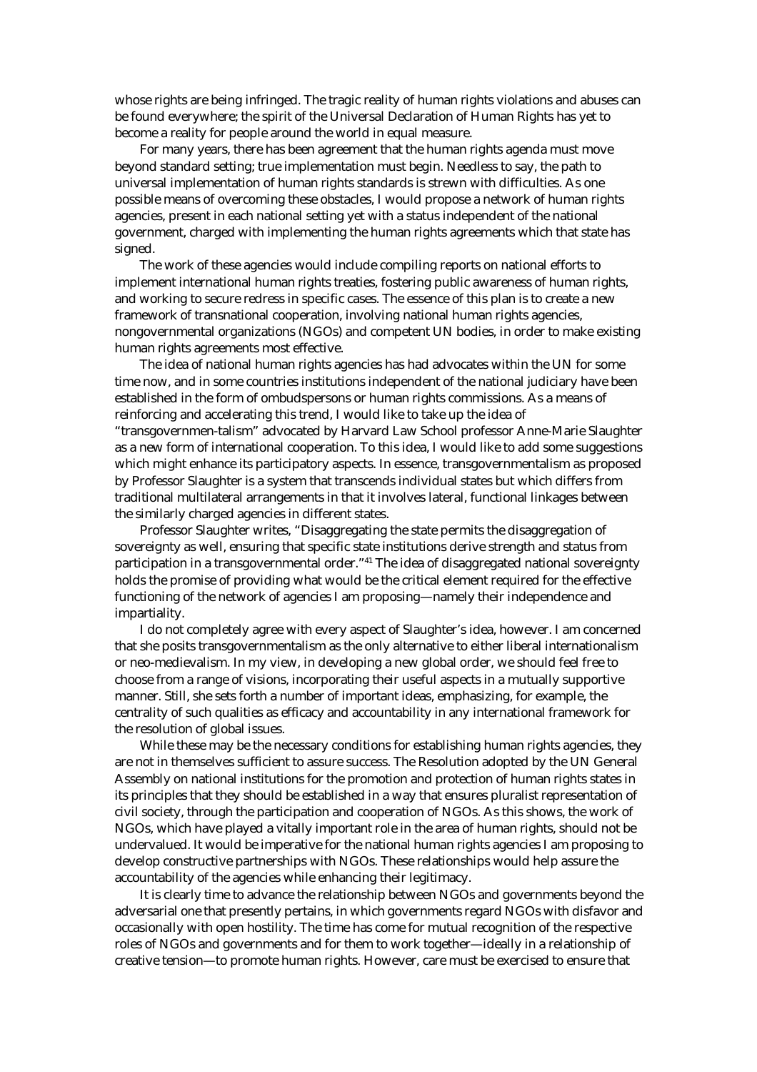whose rights are being infringed. The tragic reality of human rights violations and abuses can be found everywhere; the spirit of the Universal Declaration of Human Rights has yet to become a reality for people around the world in equal measure.

For many years, there has been agreement that the human rights agenda must move beyond standard setting; true implementation must begin. Needless to say, the path to universal implementation of human rights standards is strewn with difficulties. As one possible means of overcoming these obstacles, I would propose a network of human rights agencies, present in each national setting yet with a status independent of the national government, charged with implementing the human rights agreements which that state has signed.

The work of these agencies would include compiling reports on national efforts to implement international human rights treaties, fostering public awareness of human rights, and working to secure redress in specific cases. The essence of this plan is to create a new framework of transnational cooperation, involving national human rights agencies, nongovernmental organizations (NGOs) and competent UN bodies, in order to make existing human rights agreements most effective.

The idea of national human rights agencies has had advocates within the UN for some time now, and in some countries institutions independent of the national judiciary have been established in the form of ombudspersons or human rights commissions. As a means of reinforcing and accelerating this trend, I would like to take up the idea of "transgovernmen-talism" advocated by Harvard Law School professor Anne-Marie Slaughter as a new form of international cooperation. To this idea, I would like to add some suggestions which might enhance its participatory aspects. In essence, transgovernmentalism as proposed by Professor Slaughter is a system that transcends individual states but which differs from traditional multilateral arrangements in that it involves lateral, functional linkages between the similarly charged agencies in different states.

Professor Slaughter writes, "Disaggregating the state permits the disaggregation of sovereignty as well, ensuring that specific state institutions derive strength and status from participation in a transgovernmental order."[41] The idea of disaggregated national sovereignty holds the promise of providing what would be the critical element required for the effective functioning of the network of agencies I am proposing—namely their independence and impartiality.

I do not completely agree with every aspect of Slaughter's idea, however. I am concerned that she posits transgovernmentalism as the only alternative to either liberal internationalism or neo-medievalism. In my view, in developing a new global order, we should feel free to choose from a range of visions, incorporating their useful aspects in a mutually supportive manner. Still, she sets forth a number of important ideas, emphasizing, for example, the centrality of such qualities as efficacy and accountability in any international framework for the resolution of global issues.

While these may be the necessary conditions for establishing human rights agencies, they are not in themselves sufficient to assure success. The Resolution adopted by the UN General Assembly on national institutions for the promotion and protection of human rights states in its principles that they should be established in a way that ensures pluralist representation of civil society, through the participation and cooperation of NGOs. As this shows, the work of NGOs, which have played a vitally important role in the area of human rights, should not be undervalued. It would be imperative for the national human rights agencies I am proposing to develop constructive partnerships with NGOs. These relationships would help assure the accountability of the agencies while enhancing their legitimacy.

It is clearly time to advance the relationship between NGOs and governments beyond the adversarial one that presently pertains, in which governments regard NGOs with disfavor and occasionally with open hostility. The time has come for mutual recognition of the respective roles of NGOs and governments and for them to work together—ideally in a relationship of creative tension—to promote human rights. However, care must be exercised to ensure that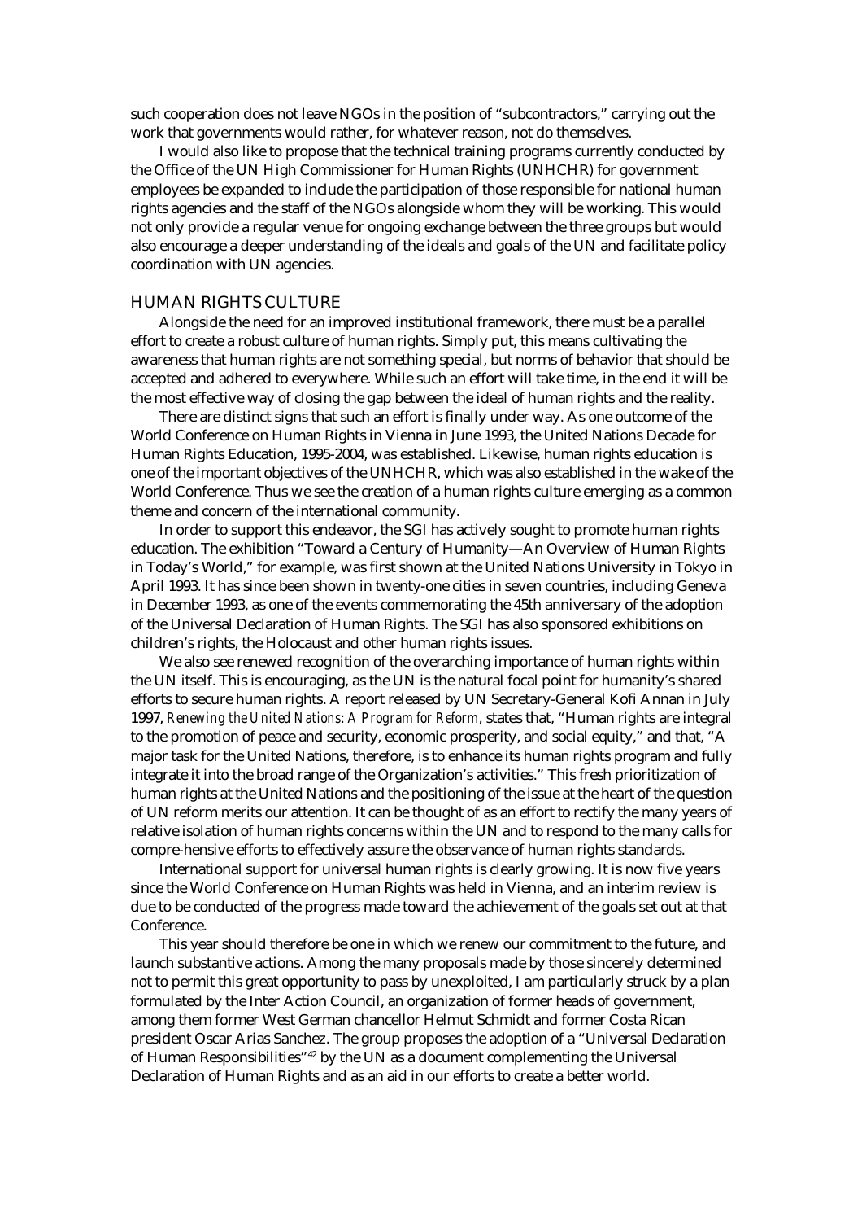such cooperation does not leave NGOs in the position of "subcontractors," carrying out the work that governments would rather, for whatever reason, not do themselves.

I would also like to propose that the technical training programs currently conducted by the Office of the UN High Commissioner for Human Rights (UNHCHR) for government employees be expanded to include the participation of those responsible for national human rights agencies and the staff of the NGOs alongside whom they will be working. This would not only provide a regular venue for ongoing exchange between the three groups but would also encourage a deeper understanding of the ideals and goals of the UN and facilitate policy coordination with UN agencies.

## HUMAN RIGHTS CULTURE

Alongside the need for an improved institutional framework, there must be a parallel effort to create a robust culture of human rights. Simply put, this means cultivating the awareness that human rights are not something special, but norms of behavior that should be accepted and adhered to everywhere. While such an effort will take time, in the end it will be the most effective way of closing the gap between the ideal of human rights and the reality.

There are distinct signs that such an effort is finally under way. As one outcome of the World Conference on Human Rights in Vienna in June 1993, the United Nations Decade for Human Rights Education, 1995-2004, was established. Likewise, human rights education is one of the important objectives of the UNHCHR, which was also established in the wake of the World Conference. Thus we see the creation of a human rights culture emerging as a common theme and concern of the international community.

In order to support this endeavor, the SGI has actively sought to promote human rights education. The exhibition "Toward a Century of Humanity—An Overview of Human Rights in Today's World," for example, was first shown at the United Nations University in Tokyo in April 1993. It has since been shown in twenty-one cities in seven countries, including Geneva in December 1993, as one of the events commemorating the 45th anniversary of the adoption of the Universal Declaration of Human Rights. The SGI has also sponsored exhibitions on children's rights, the Holocaust and other human rights issues.

We also see renewed recognition of the overarching importance of human rights within the UN itself. This is encouraging, as the UN is the natural focal point for humanity's shared efforts to secure human rights. A report released by UN Secretary-General Kofi Annan in July 1997, *Renewing the United Nations: A Program for Reform*, states that, "Human rights are integral to the promotion of peace and security, economic prosperity, and social equity," and that, "A major task for the United Nations, therefore, is to enhance its human rights program and fully integrate it into the broad range of the Organization's activities." This fresh prioritization of human rights at the United Nations and the positioning of the issue at the heart of the question of UN reform merits our attention. It can be thought of as an effort to rectify the many years of relative isolation of human rights concerns within the UN and to respond to the many calls for compre-hensive efforts to effectively assure the observance of human rights standards.

International support for universal human rights is clearly growing. It is now five years since the World Conference on Human Rights was held in Vienna, and an interim review is due to be conducted of the progress made toward the achievement of the goals set out at that Conference.

This year should therefore be one in which we renew our commitment to the future, and launch substantive actions. Among the many proposals made by those sincerely determined not to permit this great opportunity to pass by unexploited, I am particularly struck by a plan formulated by the Inter Action Council, an organization of former heads of government, among them former West German chancellor Helmut Schmidt and former Costa Rican president Oscar Arias Sanchez. The group proposes the adoption of a "Universal Declaration of Human Responsibilities"[42] by the UN as a document complementing the Universal Declaration of Human Rights and as an aid in our efforts to create a better world.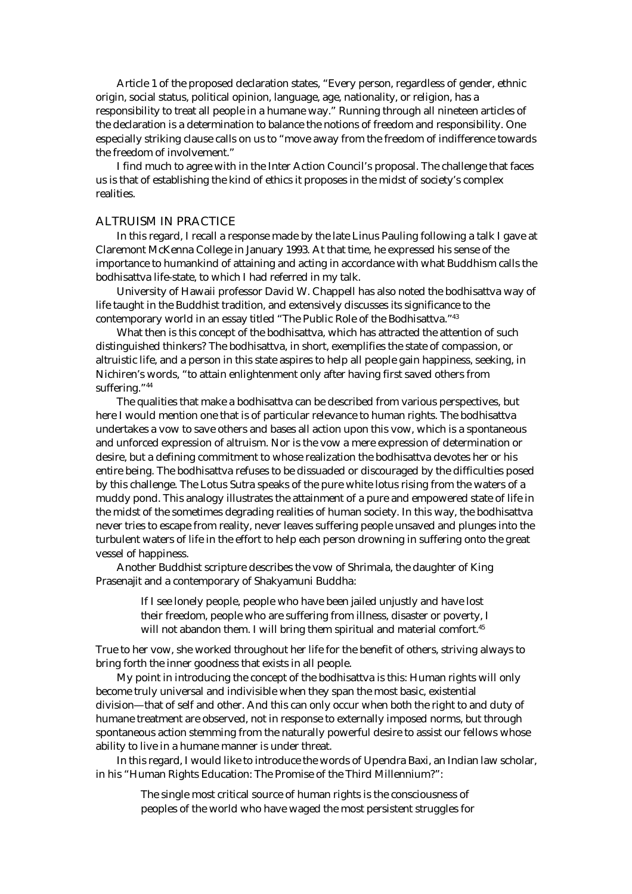Article 1 of the proposed declaration states, "Every person, regardless of gender, ethnic origin, social status, political opinion, language, age, nationality, or religion, has a responsibility to treat all people in a humane way." Running through all nineteen articles of the declaration is a determination to balance the notions of freedom and responsibility. One especially striking clause calls on us to "move away from the freedom of indifference towards the freedom of involvement."

I find much to agree with in the Inter Action Council's proposal. The challenge that faces us is that of establishing the kind of ethics it proposes in the midst of society's complex realities.

## ALTRUISM IN PRACTICE

In this regard, I recall a response made by the late Linus Pauling following a talk I gave at Claremont McKenna College in January 1993. At that time, he expressed his sense of the importance to humankind of attaining and acting in accordance with what Buddhism calls the bodhisattva life-state, to which I had referred in my talk.

University of Hawaii professor David W. Chappell has also noted the bodhisattva way of life taught in the Buddhist tradition, and extensively discusses its significance to the contemporary world in an essay titled "The Public Role of the Bodhisattva."[43]

What then is this concept of the bodhisattva, which has attracted the attention of such distinguished thinkers? The bodhisattva, in short, exemplifies the state of compassion, or altruistic life, and a person in this state aspires to help all people gain happiness, seeking, in Nichiren's words, "to attain enlightenment only after having first saved others from suffering."[44]

The qualities that make a bodhisattva can be described from various perspectives, but here I would mention one that is of particular relevance to human rights. The bodhisattva undertakes a vow to save others and bases all action upon this vow, which is a spontaneous and unforced expression of altruism. Nor is the vow a mere expression of determination or desire, but a defining commitment to whose realization the bodhisattva devotes her or his entire being. The bodhisattva refuses to be dissuaded or discouraged by the difficulties posed by this challenge. The Lotus Sutra speaks of the pure white lotus rising from the waters of a muddy pond. This analogy illustrates the attainment of a pure and empowered state of life in the midst of the sometimes degrading realities of human society. In this way, the bodhisattva never tries to escape from reality, never leaves suffering people unsaved and plunges into the turbulent waters of life in the effort to help each person drowning in suffering onto the great vessel of happiness.

Another Buddhist scripture describes the vow of Shrimala, the daughter of King Prasenajit and a contemporary of Shakyamuni Buddha:

> If I see lonely people, people who have been jailed unjustly and have lost their freedom, people who are suffering from illness, disaster or poverty, I will not abandon them. I will bring them spiritual and material comfort.[45]

True to her vow, she worked throughout her life for the benefit of others, striving always to bring forth the inner goodness that exists in all people.

My point in introducing the concept of the bodhisattva is this: Human rights will only become truly universal and indivisible when they span the most basic, existential division—that of self and other. And this can only occur when both the right to and duty of humane treatment are observed, not in response to externally imposed norms, but through spontaneous action stemming from the naturally powerful desire to assist our fellows whose ability to live in a humane manner is under threat.

In this regard, I would like to introduce the words of Upendra Baxi, an Indian law scholar, in his "Human Rights Education: The Promise of the Third Millennium?":

> The single most critical source of human rights is the consciousness of peoples of the world who have waged the most persistent struggles for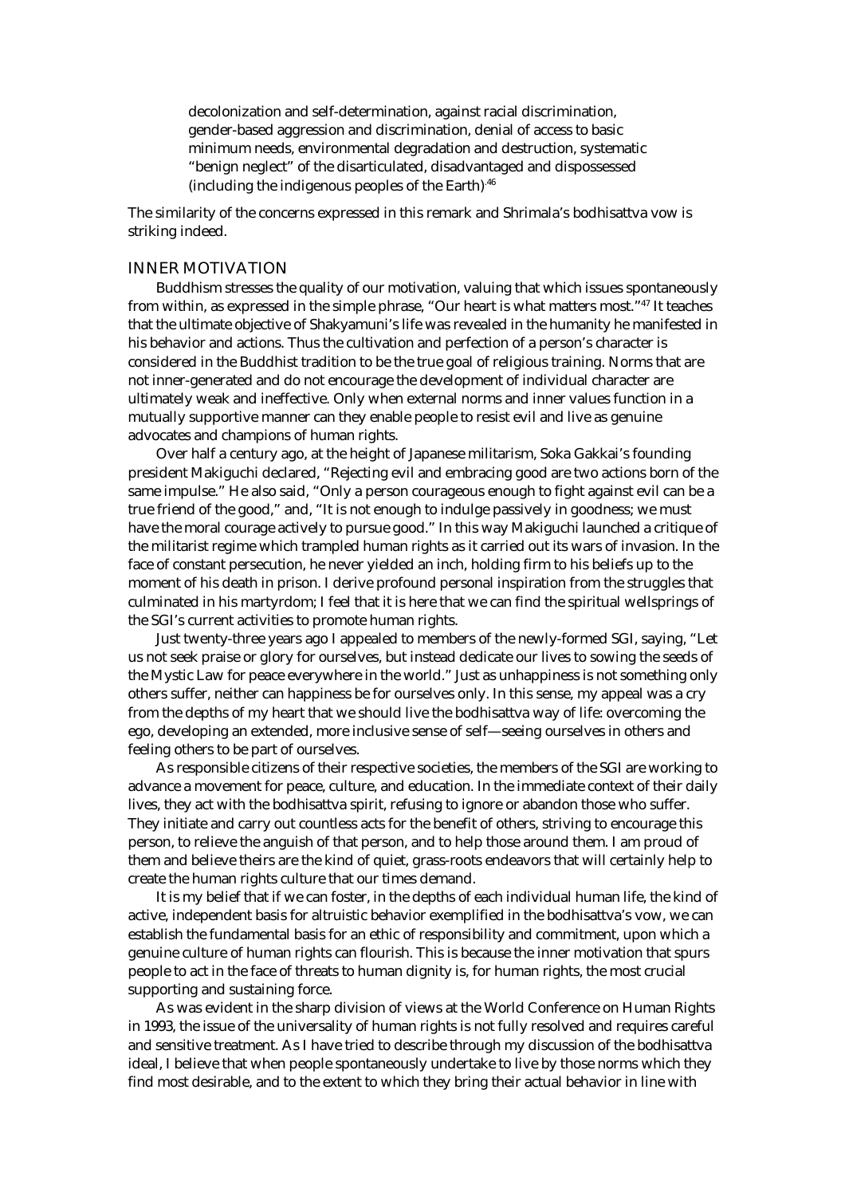> decolonization and self-determination, against racial discrimination, gender-based aggression and discrimination, denial of access to basic minimum needs, environmental degradation and destruction, systematic "benign neglect" of the disarticulated, disadvantaged and dispossessed (including the indigenous peoples of the Earth).[46]

The similarity of the concerns expressed in this remark and Shrimala's bodhisattva vow is striking indeed.

## INNER MOTIVATION

Buddhism stresses the quality of our motivation, valuing that which issues spontaneously from within, as expressed in the simple phrase, "Our heart is what matters most."[47] It teaches that the ultimate objective of Shakyamuni's life was revealed in the humanity he manifested in his behavior and actions. Thus the cultivation and perfection of a person's character is considered in the Buddhist tradition to be the true goal of religious training. Norms that are not inner-generated and do not encourage the development of individual character are ultimately weak and ineffective. Only when external norms and inner values function in a mutually supportive manner can they enable people to resist evil and live as genuine advocates and champions of human rights.

Over half a century ago, at the height of Japanese militarism, Soka Gakkai's founding president Makiguchi declared, "Rejecting evil and embracing good are two actions born of the same impulse." He also said, "Only a person courageous enough to fight against evil can be a true friend of the good," and, "It is not enough to indulge passively in goodness; we must have the moral courage actively to pursue good." In this way Makiguchi launched a critique of the militarist regime which trampled human rights as it carried out its wars of invasion. In the face of constant persecution, he never yielded an inch, holding firm to his beliefs up to the moment of his death in prison. I derive profound personal inspiration from the struggles that culminated in his martyrdom; I feel that it is here that we can find the spiritual wellsprings of the SGI's current activities to promote human rights.

Just twenty-three years ago I appealed to members of the newly-formed SGI, saying, "Let us not seek praise or glory for ourselves, but instead dedicate our lives to sowing the seeds of the Mystic Law for peace everywhere in the world." Just as unhappiness is not something only others suffer, neither can happiness be for ourselves only. In this sense, my appeal was a cry from the depths of my heart that we should live the bodhisattva way of life: overcoming the ego, developing an extended, more inclusive sense of self—seeing ourselves in others and feeling others to be part of ourselves.

As responsible citizens of their respective societies, the members of the SGI are working to advance a movement for peace, culture, and education. In the immediate context of their daily lives, they act with the bodhisattva spirit, refusing to ignore or abandon those who suffer. They initiate and carry out countless acts for the benefit of others, striving to encourage this person, to relieve the anguish of that person, and to help those around them. I am proud of them and believe theirs are the kind of quiet, grass-roots endeavors that will certainly help to create the human rights culture that our times demand.

It is my belief that if we can foster, in the depths of each individual human life, the kind of active, independent basis for altruistic behavior exemplified in the bodhisattva's vow, we can establish the fundamental basis for an ethic of responsibility and commitment, upon which a genuine culture of human rights can flourish. This is because the inner motivation that spurs people to act in the face of threats to human dignity is, for human rights, the most crucial supporting and sustaining force.

As was evident in the sharp division of views at the World Conference on Human Rights in 1993, the issue of the universality of human rights is not fully resolved and requires careful and sensitive treatment. As I have tried to describe through my discussion of the bodhisattva ideal, I believe that when people spontaneously undertake to live by those norms which they find most desirable, and to the extent to which they bring their actual behavior in line with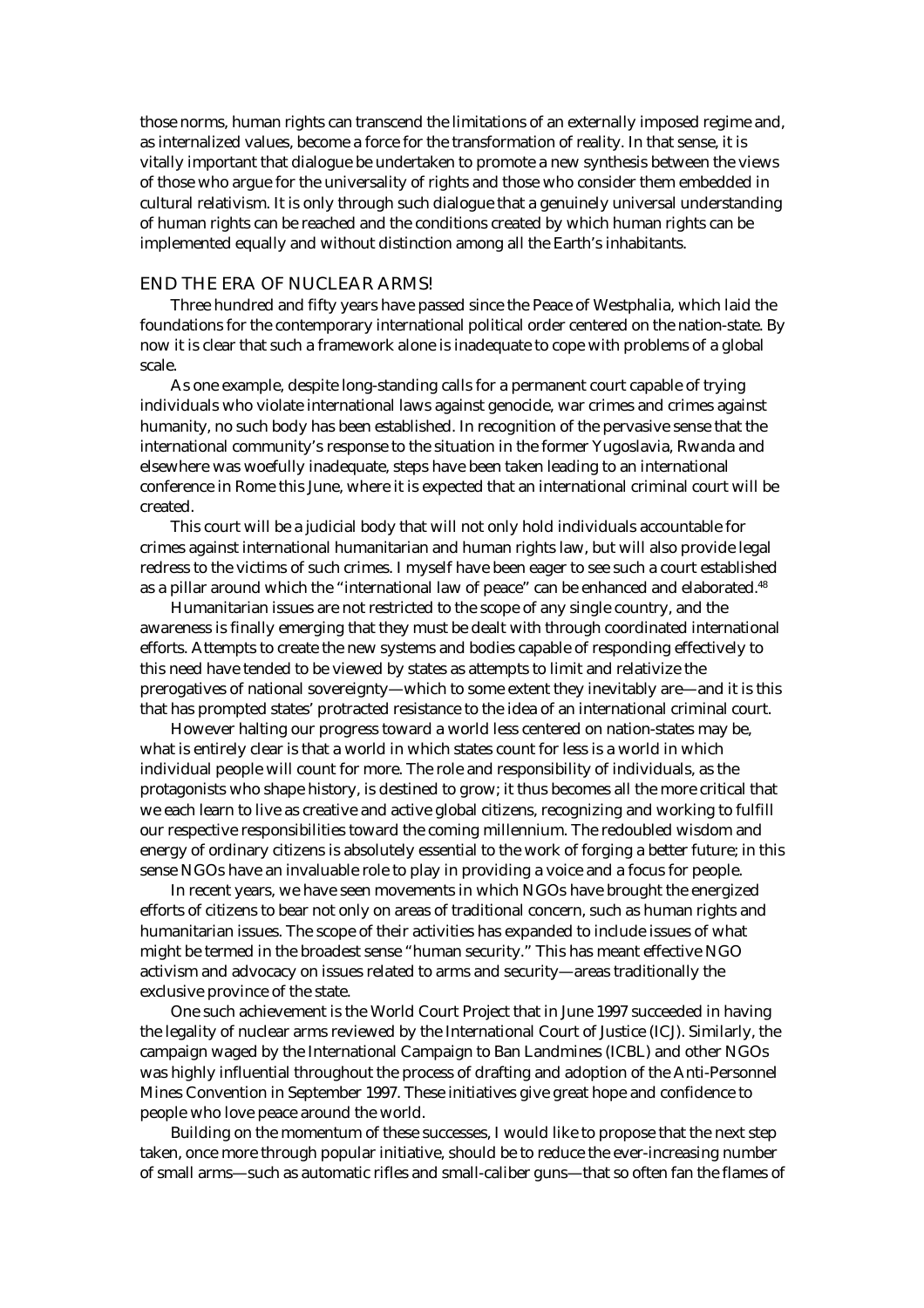those norms, human rights can transcend the limitations of an externally imposed regime and, as internalized values, become a force for the transformation of reality. In that sense, it is vitally important that dialogue be undertaken to promote a new synthesis between the views of those who argue for the universality of rights and those who consider them embedded in cultural relativism. It is only through such dialogue that a genuinely universal understanding of human rights can be reached and the conditions created by which human rights can be implemented equally and without distinction among all the Earth's inhabitants.

## END THE ERA OF NUCLEAR ARMS!

Three hundred and fifty years have passed since the Peace of Westphalia, which laid the foundations for the contemporary international political order centered on the nation-state. By now it is clear that such a framework alone is inadequate to cope with problems of a global scale.

As one example, despite long-standing calls for a permanent court capable of trying individuals who violate international laws against genocide, war crimes and crimes against humanity, no such body has been established. In recognition of the pervasive sense that the international community's response to the situation in the former Yugoslavia, Rwanda and elsewhere was woefully inadequate, steps have been taken leading to an international conference in Rome this June, where it is expected that an international criminal court will be created.

This court will be a judicial body that will not only hold individuals accountable for crimes against international humanitarian and human rights law, but will also provide legal redress to the victims of such crimes. I myself have been eager to see such a court established as a pillar around which the "international law of peace" can be enhanced and elaborated.[48]

Humanitarian issues are not restricted to the scope of any single country, and the awareness is finally emerging that they must be dealt with through coordinated international efforts. Attempts to create the new systems and bodies capable of responding effectively to this need have tended to be viewed by states as attempts to limit and relativize the prerogatives of national sovereignty—which to some extent they inevitably are—and it is this that has prompted states' protracted resistance to the idea of an international criminal court.

However halting our progress toward a world less centered on nation-states may be, what is entirely clear is that a world in which states count for less is a world in which individual people will count for more. The role and responsibility of individuals, as the protagonists who shape history, is destined to grow; it thus becomes all the more critical that we each learn to live as creative and active global citizens, recognizing and working to fulfill our respective responsibilities toward the coming millennium. The redoubled wisdom and energy of ordinary citizens is absolutely essential to the work of forging a better future; in this sense NGOs have an invaluable role to play in providing a voice and a focus for people.

In recent years, we have seen movements in which NGOs have brought the energized efforts of citizens to bear not only on areas of traditional concern, such as human rights and humanitarian issues. The scope of their activities has expanded to include issues of what might be termed in the broadest sense "human security." This has meant effective NGO activism and advocacy on issues related to arms and security—areas traditionally the exclusive province of the state.

One such achievement is the World Court Project that in June 1997 succeeded in having the legality of nuclear arms reviewed by the International Court of Justice (ICJ). Similarly, the campaign waged by the International Campaign to Ban Landmines (ICBL) and other NGOs was highly influential throughout the process of drafting and adoption of the Anti-Personnel Mines Convention in September 1997. These initiatives give great hope and confidence to people who love peace around the world.

Building on the momentum of these successes, I would like to propose that the next step taken, once more through popular initiative, should be to reduce the ever-increasing number of small arms—such as automatic rifles and small-caliber guns—that so often fan the flames of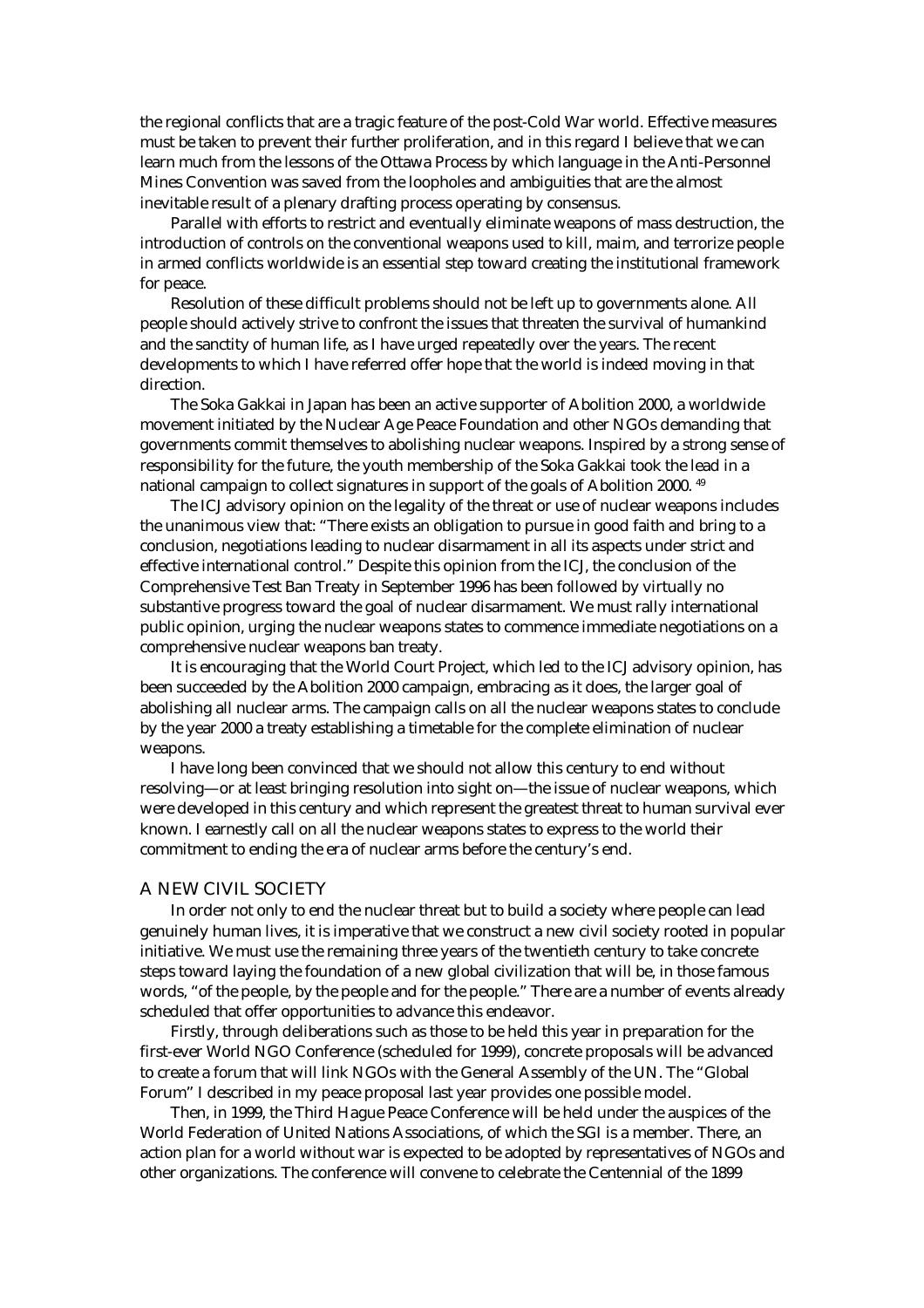the regional conflicts that are a tragic feature of the post-Cold War world. Effective measures must be taken to prevent their further proliferation, and in this regard I believe that we can learn much from the lessons of the Ottawa Process by which language in the Anti-Personnel Mines Convention was saved from the loopholes and ambiguities that are the almost inevitable result of a plenary drafting process operating by consensus.

Parallel with efforts to restrict and eventually eliminate weapons of mass destruction, the introduction of controls on the conventional weapons used to kill, maim, and terrorize people in armed conflicts worldwide is an essential step toward creating the institutional framework for peace.

Resolution of these difficult problems should not be left up to governments alone. All people should actively strive to confront the issues that threaten the survival of humankind and the sanctity of human life, as I have urged repeatedly over the years. The recent developments to which I have referred offer hope that the world is indeed moving in that direction.

The Soka Gakkai in Japan has been an active supporter of Abolition 2000, a worldwide movement initiated by the Nuclear Age Peace Foundation and other NGOs demanding that governments commit themselves to abolishing nuclear weapons. Inspired by a strong sense of responsibility for the future, the youth membership of the Soka Gakkai took the lead in a national campaign to collect signatures in support of the goals of Abolition 2000. [49]

The ICJ advisory opinion on the legality of the threat or use of nuclear weapons includes the unanimous view that: "There exists an obligation to pursue in good faith and bring to a conclusion, negotiations leading to nuclear disarmament in all its aspects under strict and effective international control." Despite this opinion from the ICJ, the conclusion of the Comprehensive Test Ban Treaty in September 1996 has been followed by virtually no substantive progress toward the goal of nuclear disarmament. We must rally international public opinion, urging the nuclear weapons states to commence immediate negotiations on a comprehensive nuclear weapons ban treaty.

It is encouraging that the World Court Project, which led to the ICJ advisory opinion, has been succeeded by the Abolition 2000 campaign, embracing as it does, the larger goal of abolishing all nuclear arms. The campaign calls on all the nuclear weapons states to conclude by the year 2000 a treaty establishing a timetable for the complete elimination of nuclear weapons.

I have long been convinced that we should not allow this century to end without resolving—or at least bringing resolution into sight on—the issue of nuclear weapons, which were developed in this century and which represent the greatest threat to human survival ever known. I earnestly call on all the nuclear weapons states to express to the world their commitment to ending the era of nuclear arms before the century's end.

## A NEW CIVIL SOCIETY

In order not only to end the nuclear threat but to build a society where people can lead genuinely human lives, it is imperative that we construct a new civil society rooted in popular initiative. We must use the remaining three years of the twentieth century to take concrete steps toward laying the foundation of a new global civilization that will be, in those famous words, "of the people, by the people and for the people." There are a number of events already scheduled that offer opportunities to advance this endeavor.

Firstly, through deliberations such as those to be held this year in preparation for the first-ever World NGO Conference (scheduled for 1999), concrete proposals will be advanced to create a forum that will link NGOs with the General Assembly of the UN. The "Global Forum" I described in my peace proposal last year provides one possible model.

Then, in 1999, the Third Hague Peace Conference will be held under the auspices of the World Federation of United Nations Associations, of which the SGI is a member. There, an action plan for a world without war is expected to be adopted by representatives of NGOs and other organizations. The conference will convene to celebrate the Centennial of the 1899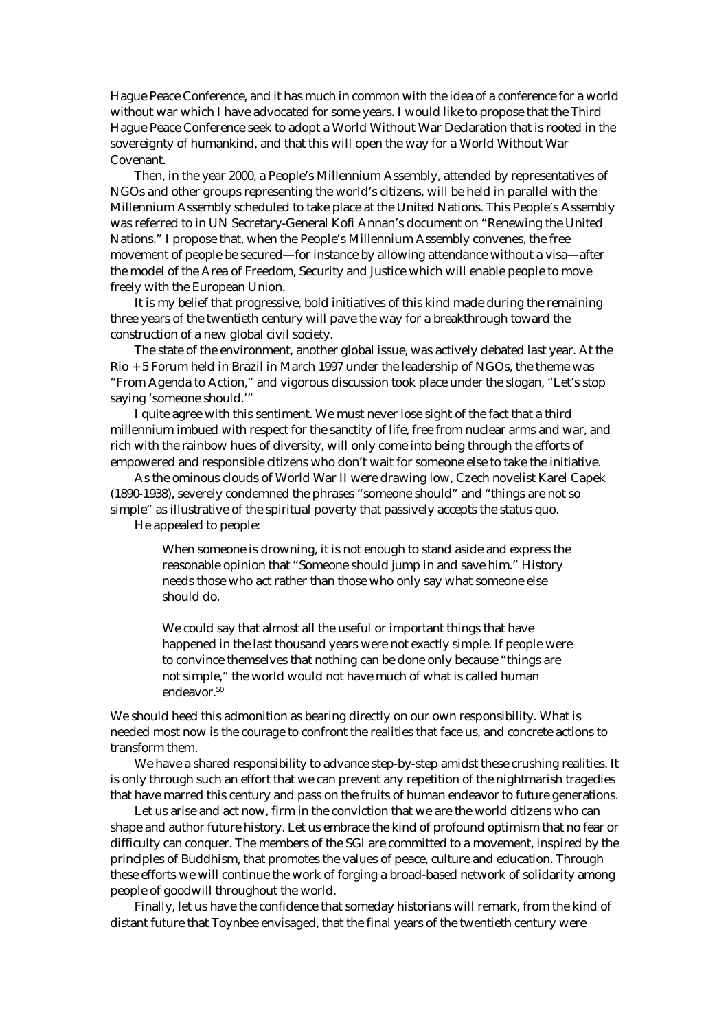Hague Peace Conference, and it has much in common with the idea of a conference for a world without war which I have advocated for some years. I would like to propose that the Third Hague Peace Conference seek to adopt a World Without War Declaration that is rooted in the sovereignty of humankind, and that this will open the way for a World Without War Covenant.

Then, in the year 2000, a People's Millennium Assembly, attended by representatives of NGOs and other groups representing the world's citizens, will be held in parallel with the Millennium Assembly scheduled to take place at the United Nations. This People's Assembly was referred to in UN Secretary-General Kofi Annan's document on "Renewing the United Nations." I propose that, when the People's Millennium Assembly convenes, the free movement of people be secured—for instance by allowing attendance without a visa—after the model of the Area of Freedom, Security and Justice which will enable people to move freely with the European Union.

It is my belief that progressive, bold initiatives of this kind made during the remaining three years of the twentieth century will pave the way for a breakthrough toward the construction of a new global civil society.

The state of the environment, another global issue, was actively debated last year. At the Rio + 5 Forum held in Brazil in March 1997 under the leadership of NGOs, the theme was "From Agenda to Action," and vigorous discussion took place under the slogan, "Let's stop saying 'someone should.'"

I quite agree with this sentiment. We must never lose sight of the fact that a third millennium imbued with respect for the sanctity of life, free from nuclear arms and war, and rich with the rainbow hues of diversity, will only come into being through the efforts of empowered and responsible citizens who don't wait for someone else to take the initiative.

As the ominous clouds of World War II were drawing low, Czech novelist Karel Capek (1890-1938), severely condemned the phrases "someone should" and "things are not so simple" as illustrative of the spiritual poverty that passively accepts the status quo.

He appealed to people:

> When someone is drowning, it is not enough to stand aside and express the reasonable opinion that "Someone should jump in and save him." History needs those who act rather than those who only say what someone else should do.
>
> We could say that almost all the useful or important things that have happened in the last thousand years were not exactly simple. If people were to convince themselves that nothing can be done only because "things are not simple," the world would not have much of what is called human endeavor.[50]

We should heed this admonition as bearing directly on our own responsibility. What is needed most now is the courage to confront the realities that face us, and concrete actions to transform them.

We have a shared responsibility to advance step-by-step amidst these crushing realities. It is only through such an effort that we can prevent any repetition of the nightmarish tragedies that have marred this century and pass on the fruits of human endeavor to future generations.

Let us arise and act now, firm in the conviction that we are the world citizens who can shape and author future history. Let us embrace the kind of profound optimism that no fear or difficulty can conquer. The members of the SGI are committed to a movement, inspired by the principles of Buddhism, that promotes the values of peace, culture and education. Through these efforts we will continue the work of forging a broad-based network of solidarity among people of goodwill throughout the world.

Finally, let us have the confidence that someday historians will remark, from the kind of distant future that Toynbee envisaged, that the final years of the twentieth century were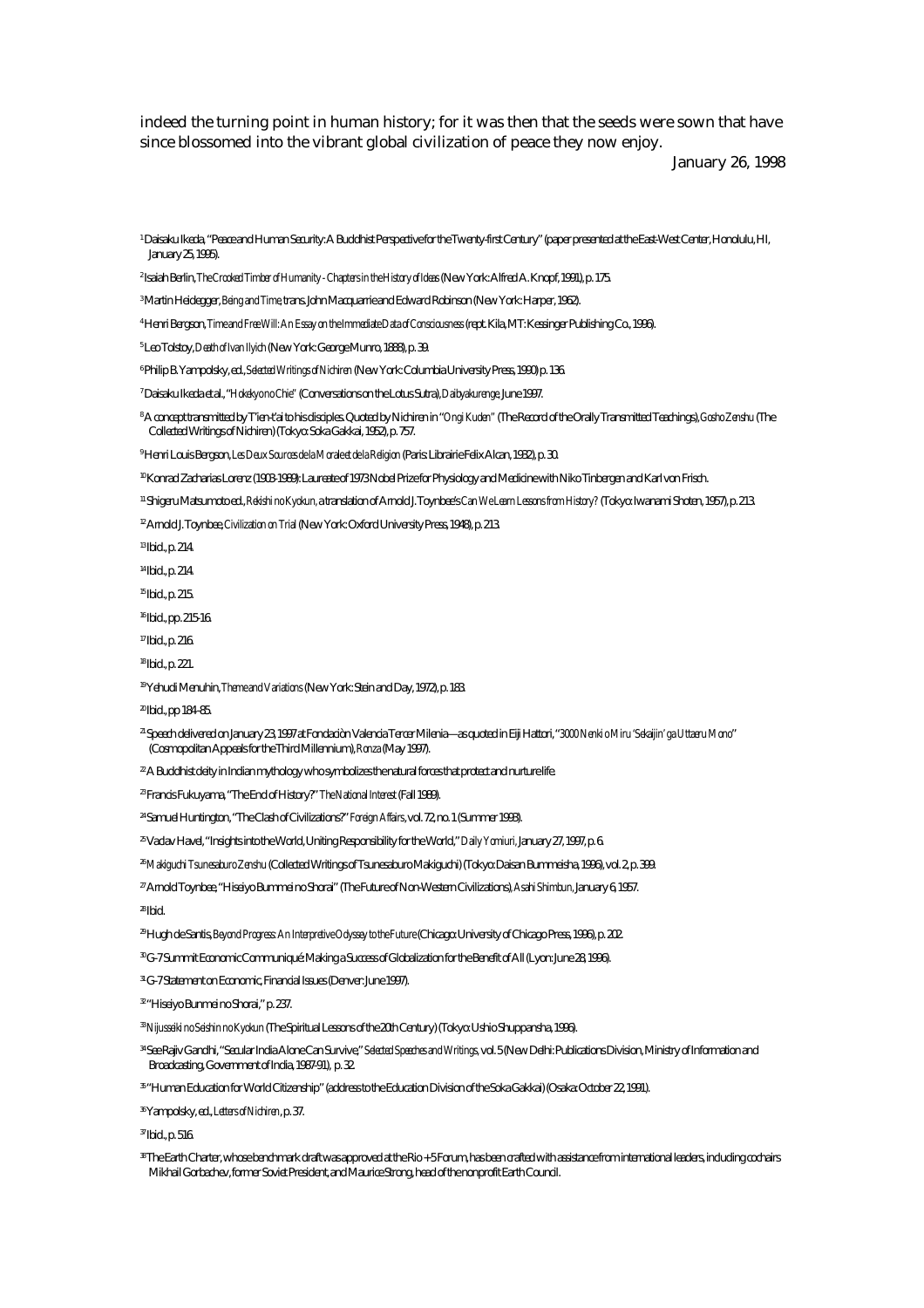indeed the turning point in human history; for it was then that the seeds were sown that have since blossomed into the vibrant global civilization of peace they now enjoy.

January 26, 1998

[1] Daisaku Ikeda, "Peace and Human Security: A Buddhist Perspective for the Twenty-first Century" (paper presented at the East-West Center, Honolulu, HI, January 25, 1995).

[2] Isaiah Berlin, *The Crooked Timber of Humanity - Chapters in the History of Ideas* (New York: Alfred A. Knopf, 1991), p. 175.

[3] Martin Heidegger, *Being and Time*, trans. John Macquarrie and Edward Robinson (New York: Harper, 1962).

[4] Henri Bergson, *Time and Free Will: An Essay on the Immediate Data of Consciousness* (rept. Kila, MT: Kessinger Publishing Co., 1996).

[5] Leo Tolstoy, *Death of Ivan Ilyich* (New York: George Munro, 1888), p. 39.

[6] Philip B. Yampolsky, ed., *Selected Writings of Nichiren* (New York: Columbia University Press, 1990) p. 136.

[7] Daisaku Ikeda et al., "*Hokekyo no Chie*" (Conversations on the Lotus Sutra), *Daibyakurenge*, June 1997.

[8] A concept transmitted by T'ien-t'ai to his disciples. Quoted by Nichiren in "*Ongi Kuden*" (The Record of the Orally Transmitted Teachings), *Gosho Zenshu* (The Collected Writings of Nichiren) (Tokyo: Soka Gakkai, 1952), p. 757.

[9] Henri Louis Bergson, *Les Deux Sources de la Morale et de la Religion* (Paris: Librairie Felix Alcan, 1932), p. 30.

[10] Konrad Zacharias Lorenz (1903-1989): Laureate of 1973 Nobel Prize for Physiology and Medicine with Niko Tinbergen and Karl von Frisch.

[11] Shigeru Matsumoto ed., *Rekishi no Kyokun*, a translation of Arnold J. Toynbee's *Can We Learn Lessons from History?* (Tokyo: Iwanami Shoten, 1957), p. 213.

[12] Arnold J. Toynbee, *Civilization on Trial* (New York: Oxford University Press, 1948), p. 213.

[13] Ibid., p. 214.

[14] Ibid., p. 214.

[15] Ibid., p. 215.

[16] Ibid., pp. 215-16.

[17] Ibid., p. 216.

[18] Ibid., p. 221.

[19] Yehudi Menuhin, *Theme and Variations* (New York: Stein and Day, 1972), p. 183.

[20] Ibid., pp 184-85.

[21] Speech delivered on January 23, 1997 at Fondaciòn Valencia Tercer Milenia—as quoted in Eiji Hattori, "*3000 Nenki o Miru 'Sekaijin' ga Uttaeru Mono*" (Cosmopolitan Appeals for the Third Millennium), *Ronza* (May 1997).

[22] A Buddhist deity in Indian mythology who symbolizes the natural forces that protect and nurture life.

[23] Francis Fukuyama, "The End of History?" *The National Interest* (Fall 1989).

[24] Samuel Huntington, "The Clash of Civilizations?" *Foreign Affairs*, vol. 72, no. 1 (Summer 1993).

[25] Vaclav Havel, "Insights into the World, Uniting Responsibility for the World," *Daily Yomiuri*, January 27, 1997, p. 6.

[26] *Makiguchi Tsunesaburo Zenshu* (Collected Writings of Tsunesaburo Makiguchi) (Tokyo: Daisan Bunmeisha, 1996), vol. 2, p. 399.

[27] Arnold Toynbee, "Hiseiyo Bunmei no Shorai" (The Future of Non-Western Civilizations), *Asahi Shimbun*, January 6, 1957.

[28] Ibid.

[29] Hugh de Santis, *Beyond Progress: An Interpretive Odyssey to the Future* (Chicago: University of Chicago Press, 1996), p. 202.

[30] G-7 Summit Economic Communiqué: Making a Success of Globalization for the Benefit of All (Lyon: June 28, 1996).

[31] G-7 Statement on Economic, Financial Issues (Denver: June 1997).

[32] "Hiseiyo Bunmei no Shorai," p. 237.

[33] *Nijusseiki no Seishin no Kyokun* (The Spiritual Lessons of the 20th Century) (Tokyo: Ushio Shuppansha, 1996).

[34] See Rajiv Gandhi, "Secular India Alone Can Survive," *Selected Speeches and Writings*, vol. 5 (New Delhi: Publications Division, Ministry of Information and Broadcasting, Government of India, 1987-91), p. 32.

[35] "Human Education for World Citizenship" (address to the Education Division of the Soka Gakkai) (Osaka: October 22, 1991).

[36] Yampolsky, ed., *Letters of Nichiren*, p. 37.

[37] Ibid., p. 516.

[38] The Earth Charter, whose benchmark draft was approved at the Rio + 5 Forum, has been crafted with assistance from international leaders, including cochairs Mikhail Gorbachev, former Soviet President, and Maurice Strong, head of the nonprofit Earth Council.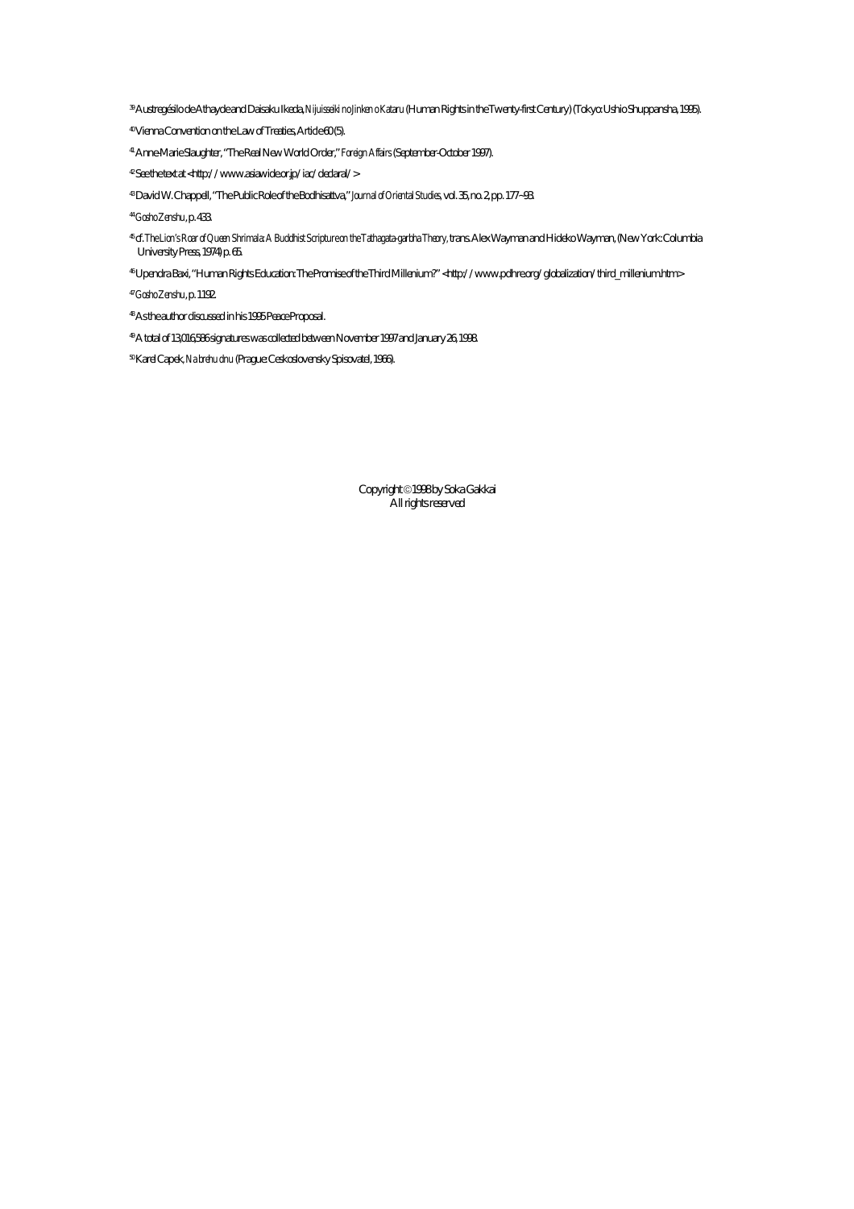[39] Austregésilo de Athayde and Daisaku Ikeda, *Nijuisseiki no Jinken o Kataru* (Human Rights in the Twenty-first Century) (Tokyo: Ushio Shuppansha, 1995).

[40] Vienna Convention on the Law of Treaties, Article 60 (5).

[41] Anne-Marie Slaughter, "The Real New World Order," *Foreign Affairs* (September-October 1997).

[42] See the text at <http://www.asiawide.or.jp/iac/declara/>

[43] David W. Chappell, "The Public Role of the Bodhisattva," *Journal of Oriental Studies*, vol. 35, no. 2, pp. 177–93.

[44] *Gosho Zenshu*, p. 433.

[45] cf. *The Lion's Roar of Queen Shrimala: A Buddhist Scripture on the Tathagata-garbha Theory*, trans. Alex Wayman and Hideko Wayman, (New York: Columbia University Press, 1974) p. 65.

[46] Upendra Baxi, "Human Rights Education: The Promise of the Third Millenium?" <http://www.pdhre.org/globalization/third_millenium.htm>

[47] *Gosho Zenshu*, p. 1192.

[48] As the author discussed in his 1995 Peace Proposal.

[49] A total of 13,016,586 signatures was collected between November 1997 and January 26, 1998.

[50] Karel Capek, *Na brehu dnu* (Prague: Ceskoslovensky Spisovatel, 1966).

Copyright © 1998 by Soka Gakkai
All rights reserved